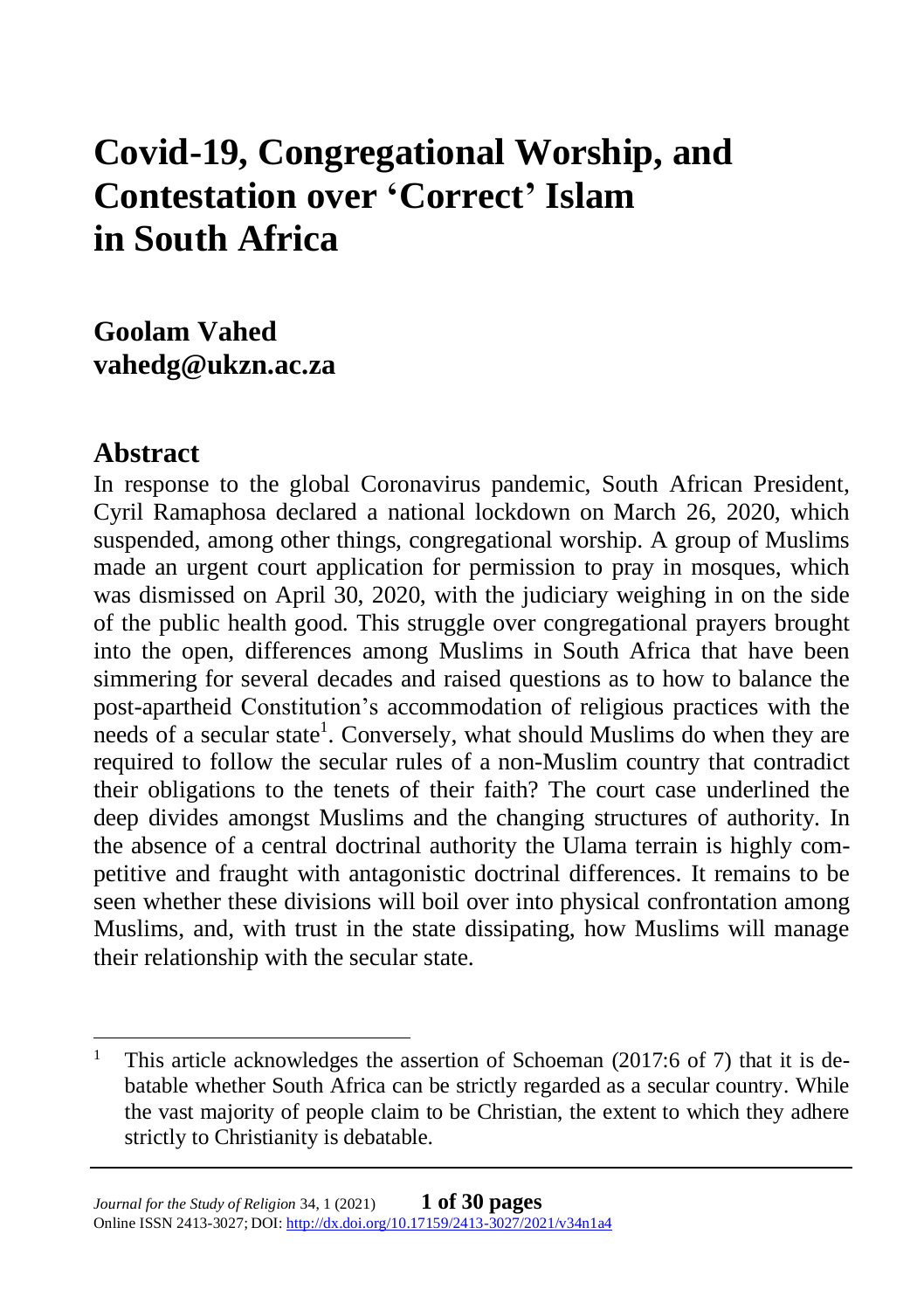# Covid-19, Congregational Worship, and Contestation over 'Correct' Islam in South Africa

**Goolam Vahed**
**vahedg@ukzn.ac.za**

## Abstract

In response to the global Coronavirus pandemic, South African President, Cyril Ramaphosa declared a national lockdown on March 26, 2020, which suspended, among other things, congregational worship. A group of Muslims made an urgent court application for permission to pray in mosques, which was dismissed on April 30, 2020, with the judiciary weighing in on the side of the public health good. This struggle over congregational prayers brought into the open, differences among Muslims in South Africa that have been simmering for several decades and raised questions as to how to balance the post-apartheid Constitution's accommodation of religious practices with the needs of a secular state[1]. Conversely, what should Muslims do when they are required to follow the secular rules of a non-Muslim country that contradict their obligations to the tenets of their faith? The court case underlined the deep divides amongst Muslims and the changing structures of authority. In the absence of a central doctrinal authority the Ulama terrain is highly competitive and fraught with antagonistic doctrinal differences. It remains to be seen whether these divisions will boil over into physical confrontation among Muslims, and, with trust in the state dissipating, how Muslims will manage their relationship with the secular state.

---

[1] This article acknowledges the assertion of Schoeman (2017:6 of 7) that it is debatable whether South Africa can be strictly regarded as a secular country. While the vast majority of people claim to be Christian, the extent to which they adhere strictly to Christianity is debatable.

*Journal for the Study of Religion* 34, 1 (2021)
Online ISSN 2413-3027; DOI: http://dx.doi.org/10.17159/2413-3027/2021/v34n1a4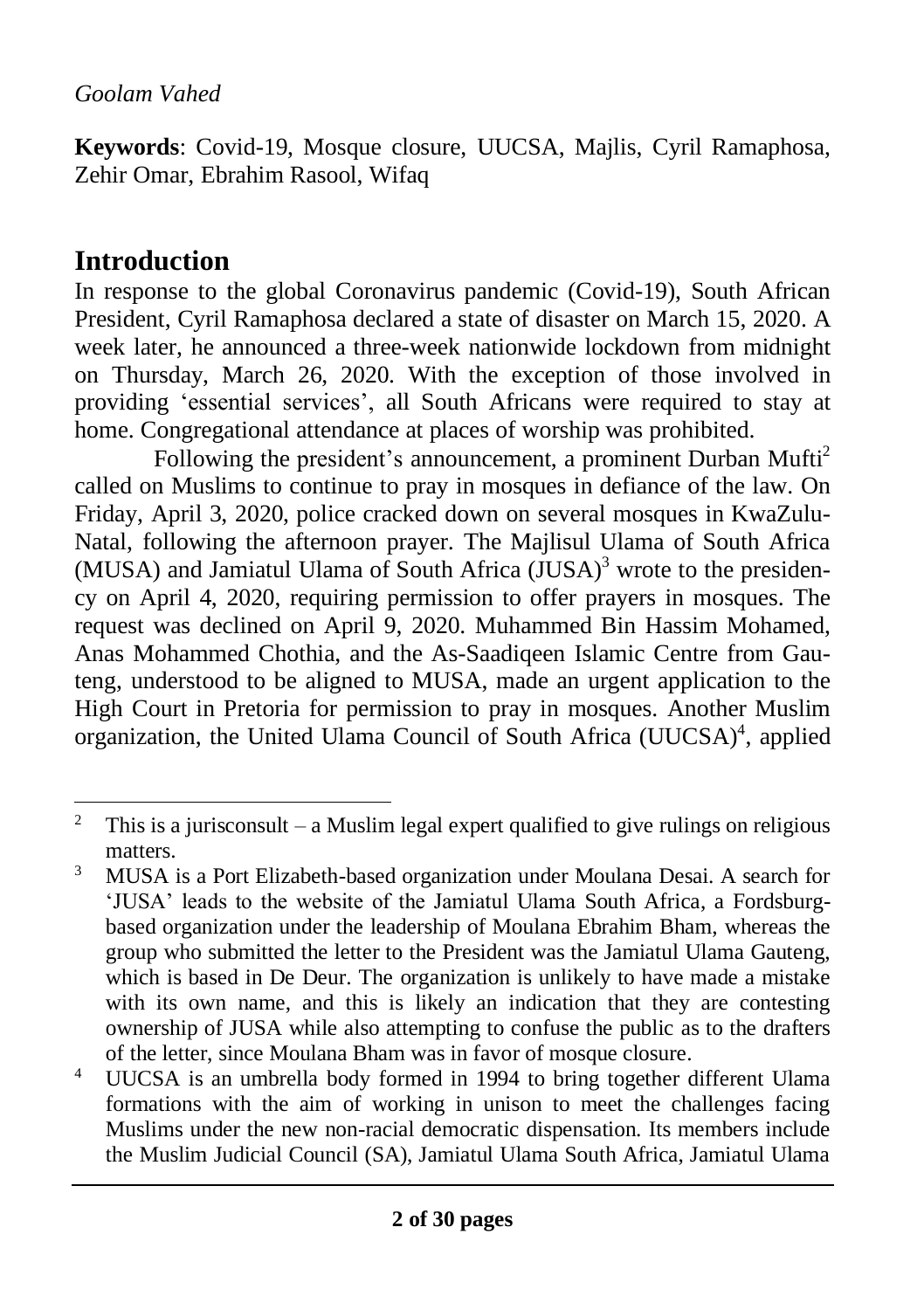*Goolam Vahed*

**Keywords**: Covid-19, Mosque closure, UUCSA, Majlis, Cyril Ramaphosa, Zehir Omar, Ebrahim Rasool, Wifaq

## Introduction

In response to the global Coronavirus pandemic (Covid-19), South African President, Cyril Ramaphosa declared a state of disaster on March 15, 2020. A week later, he announced a three-week nationwide lockdown from midnight on Thursday, March 26, 2020. With the exception of those involved in providing 'essential services', all South Africans were required to stay at home. Congregational attendance at places of worship was prohibited.

Following the president's announcement, a prominent Durban Mufti[2] called on Muslims to continue to pray in mosques in defiance of the law. On Friday, April 3, 2020, police cracked down on several mosques in KwaZulu-Natal, following the afternoon prayer. The Majlisul Ulama of South Africa (MUSA) and Jamiatul Ulama of South Africa (JUSA)[3] wrote to the presidency on April 4, 2020, requiring permission to offer prayers in mosques. The request was declined on April 9, 2020. Muhammed Bin Hassim Mohamed, Anas Mohammed Chothia, and the As-Saadiqeen Islamic Centre from Gauteng, understood to be aligned to MUSA, made an urgent application to the High Court in Pretoria for permission to pray in mosques. Another Muslim organization, the United Ulama Council of South Africa (UUCSA)[4], applied

---

[2] This is a jurisconsult – a Muslim legal expert qualified to give rulings on religious matters.

[3] MUSA is a Port Elizabeth-based organization under Moulana Desai. A search for 'JUSA' leads to the website of the Jamiatul Ulama South Africa, a Fordsburg-based organization under the leadership of Moulana Ebrahim Bham, whereas the group who submitted the letter to the President was the Jamiatul Ulama Gauteng, which is based in De Deur. The organization is unlikely to have made a mistake with its own name, and this is likely an indication that they are contesting ownership of JUSA while also attempting to confuse the public as to the drafters of the letter, since Moulana Bham was in favor of mosque closure.

[4] UUCSA is an umbrella body formed in 1994 to bring together different Ulama formations with the aim of working in unison to meet the challenges facing Muslims under the new non-racial democratic dispensation. Its members include the Muslim Judicial Council (SA), Jamiatul Ulama South Africa, Jamiatul Ulama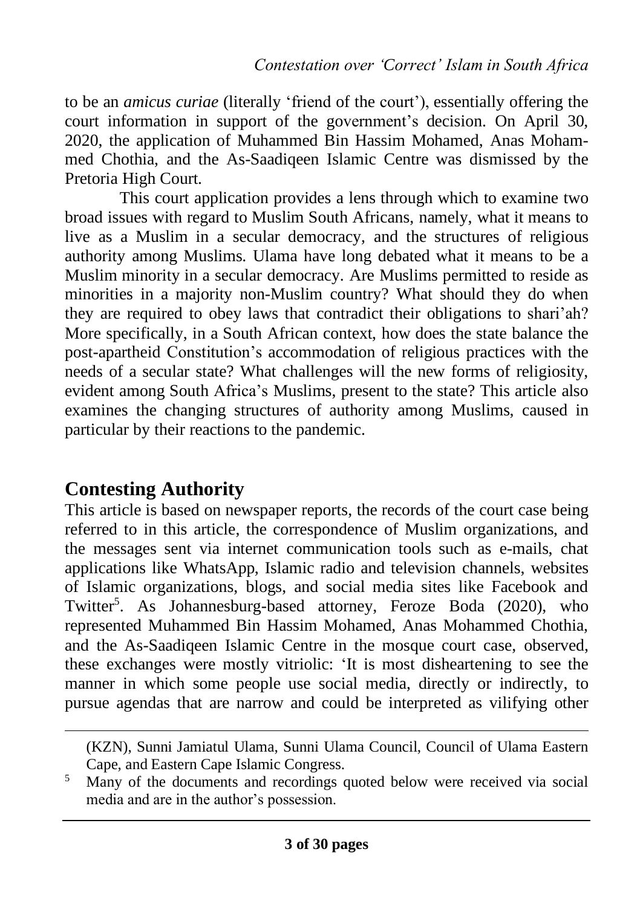to be an *amicus curiae* (literally 'friend of the court'), essentially offering the court information in support of the government's decision. On April 30, 2020, the application of Muhammed Bin Hassim Mohamed, Anas Mohammed Chothia, and the As-Saadiqeen Islamic Centre was dismissed by the Pretoria High Court.

This court application provides a lens through which to examine two broad issues with regard to Muslim South Africans, namely, what it means to live as a Muslim in a secular democracy, and the structures of religious authority among Muslims. Ulama have long debated what it means to be a Muslim minority in a secular democracy. Are Muslims permitted to reside as minorities in a majority non-Muslim country? What should they do when they are required to obey laws that contradict their obligations to shari'ah? More specifically, in a South African context, how does the state balance the post-apartheid Constitution's accommodation of religious practices with the needs of a secular state? What challenges will the new forms of religiosity, evident among South Africa's Muslims, present to the state? This article also examines the changing structures of authority among Muslims, caused in particular by their reactions to the pandemic.

## Contesting Authority

This article is based on newspaper reports, the records of the court case being referred to in this article, the correspondence of Muslim organizations, and the messages sent via internet communication tools such as e-mails, chat applications like WhatsApp, Islamic radio and television channels, websites of Islamic organizations, blogs, and social media sites like Facebook and Twitter[5]. As Johannesburg-based attorney, Feroze Boda (2020), who represented Muhammed Bin Hassim Mohamed, Anas Mohammed Chothia, and the As-Saadiqeen Islamic Centre in the mosque court case, observed, these exchanges were mostly vitriolic: 'It is most disheartening to see the manner in which some people use social media, directly or indirectly, to pursue agendas that are narrow and could be interpreted as vilifying other

---

(KZN), Sunni Jamiatul Ulama, Sunni Ulama Council, Council of Ulama Eastern Cape, and Eastern Cape Islamic Congress.

[5] Many of the documents and recordings quoted below were received via social media and are in the author's possession.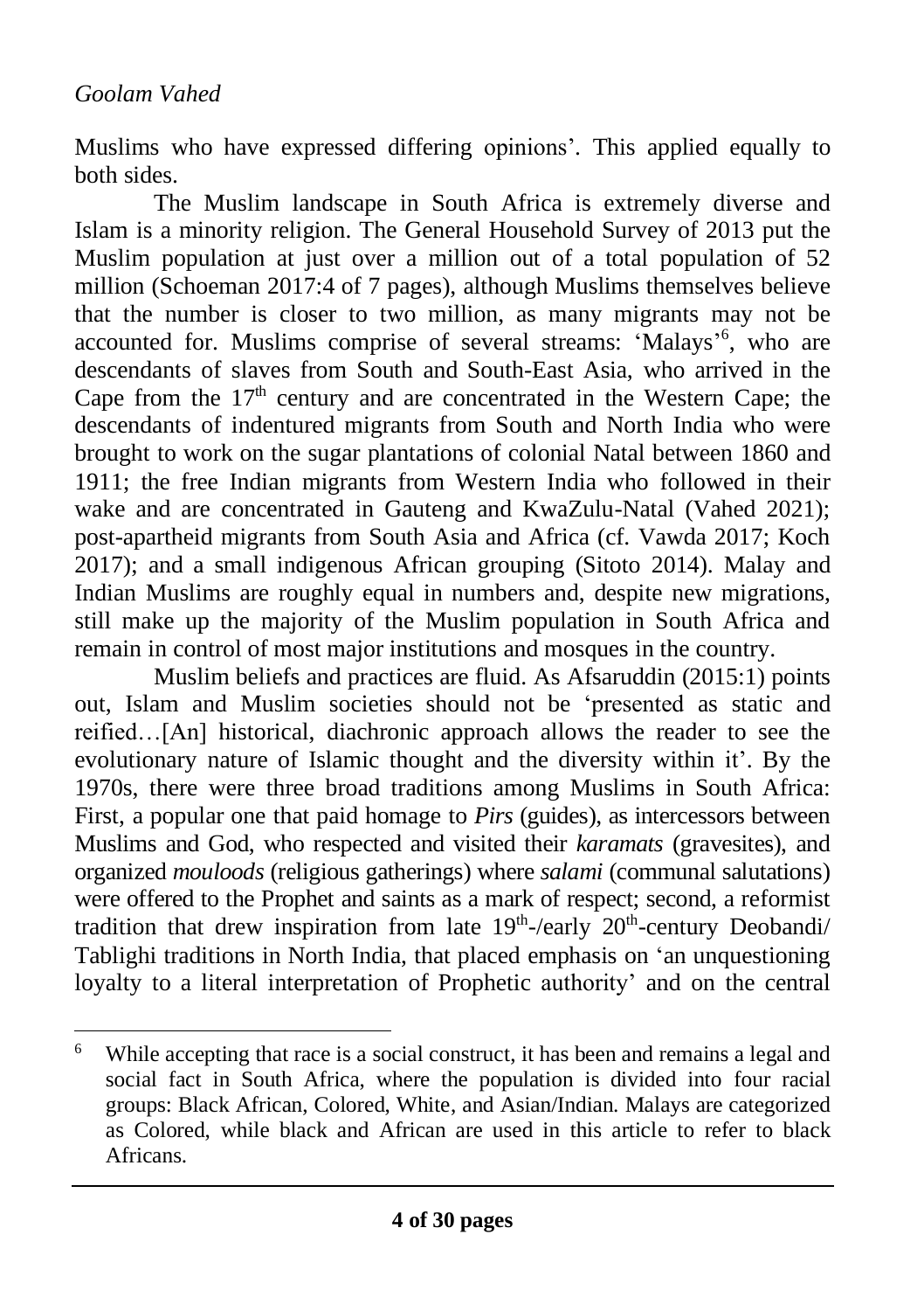Muslims who have expressed differing opinions'. This applied equally to both sides.

The Muslim landscape in South Africa is extremely diverse and Islam is a minority religion. The General Household Survey of 2013 put the Muslim population at just over a million out of a total population of 52 million (Schoeman 2017:4 of 7 pages), although Muslims themselves believe that the number is closer to two million, as many migrants may not be accounted for. Muslims comprise of several streams: 'Malays'[6], who are descendants of slaves from South and South-East Asia, who arrived in the Cape from the 17th century and are concentrated in the Western Cape; the descendants of indentured migrants from South and North India who were brought to work on the sugar plantations of colonial Natal between 1860 and 1911; the free Indian migrants from Western India who followed in their wake and are concentrated in Gauteng and KwaZulu-Natal (Vahed 2021); post-apartheid migrants from South Asia and Africa (cf. Vawda 2017; Koch 2017); and a small indigenous African grouping (Sitoto 2014). Malay and Indian Muslims are roughly equal in numbers and, despite new migrations, still make up the majority of the Muslim population in South Africa and remain in control of most major institutions and mosques in the country.

Muslim beliefs and practices are fluid. As Afsaruddin (2015:1) points out, Islam and Muslim societies should not be 'presented as static and reified…[An] historical, diachronic approach allows the reader to see the evolutionary nature of Islamic thought and the diversity within it'. By the 1970s, there were three broad traditions among Muslims in South Africa: First, a popular one that paid homage to *Pirs* (guides), as intercessors between Muslims and God, who respected and visited their *karamats* (gravesites), and organized *mouloods* (religious gatherings) where *salami* (communal salutations) were offered to the Prophet and saints as a mark of respect; second, a reformist tradition that drew inspiration from late 19th-/early 20th-century Deobandi/ Tablighi traditions in North India, that placed emphasis on 'an unquestioning loyalty to a literal interpretation of Prophetic authority' and on the central

---

[6] While accepting that race is a social construct, it has been and remains a legal and social fact in South Africa, where the population is divided into four racial groups: Black African, Colored, White, and Asian/Indian. Malays are categorized as Colored, while black and African are used in this article to refer to black Africans.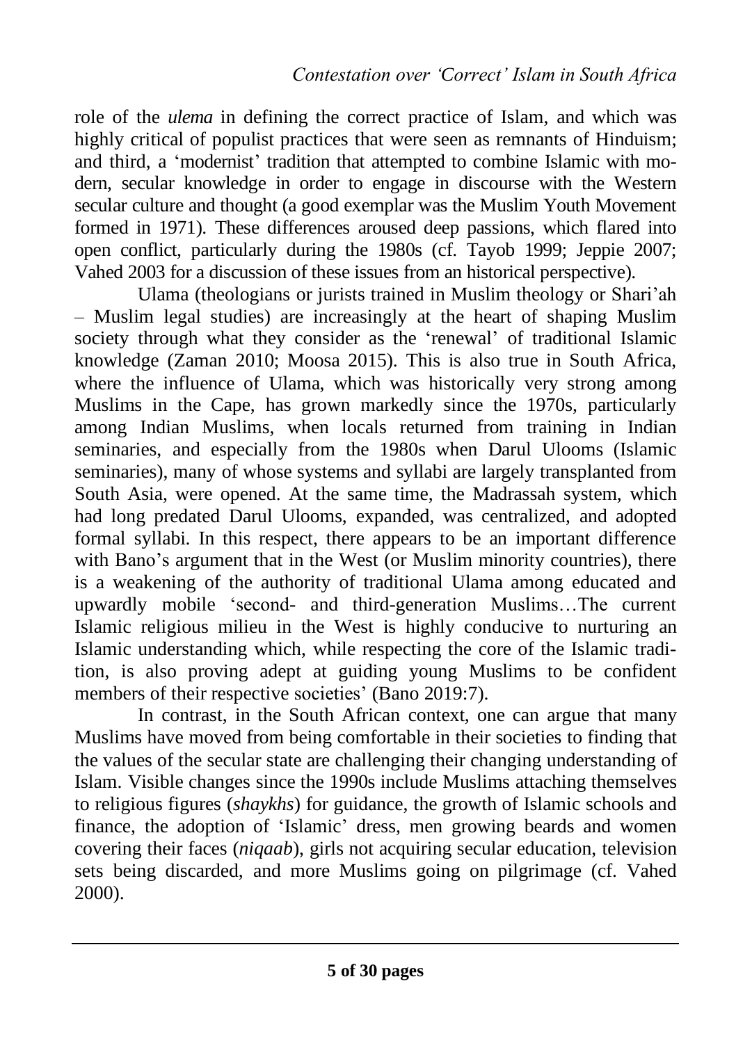role of the *ulema* in defining the correct practice of Islam, and which was highly critical of populist practices that were seen as remnants of Hinduism; and third, a 'modernist' tradition that attempted to combine Islamic with modern, secular knowledge in order to engage in discourse with the Western secular culture and thought (a good exemplar was the Muslim Youth Movement formed in 1971). These differences aroused deep passions, which flared into open conflict, particularly during the 1980s (cf. Tayob 1999; Jeppie 2007; Vahed 2003 for a discussion of these issues from an historical perspective).

Ulama (theologians or jurists trained in Muslim theology or Shari'ah – Muslim legal studies) are increasingly at the heart of shaping Muslim society through what they consider as the 'renewal' of traditional Islamic knowledge (Zaman 2010; Moosa 2015). This is also true in South Africa, where the influence of Ulama, which was historically very strong among Muslims in the Cape, has grown markedly since the 1970s, particularly among Indian Muslims, when locals returned from training in Indian seminaries, and especially from the 1980s when Darul Ulooms (Islamic seminaries), many of whose systems and syllabi are largely transplanted from South Asia, were opened. At the same time, the Madrassah system, which had long predated Darul Ulooms, expanded, was centralized, and adopted formal syllabi. In this respect, there appears to be an important difference with Bano's argument that in the West (or Muslim minority countries), there is a weakening of the authority of traditional Ulama among educated and upwardly mobile 'second- and third-generation Muslims…The current Islamic religious milieu in the West is highly conducive to nurturing an Islamic understanding which, while respecting the core of the Islamic tradition, is also proving adept at guiding young Muslims to be confident members of their respective societies' (Bano 2019:7).

In contrast, in the South African context, one can argue that many Muslims have moved from being comfortable in their societies to finding that the values of the secular state are challenging their changing understanding of Islam. Visible changes since the 1990s include Muslims attaching themselves to religious figures (*shaykhs*) for guidance, the growth of Islamic schools and finance, the adoption of 'Islamic' dress, men growing beards and women covering their faces (*niqaab*), girls not acquiring secular education, television sets being discarded, and more Muslims going on pilgrimage (cf. Vahed 2000).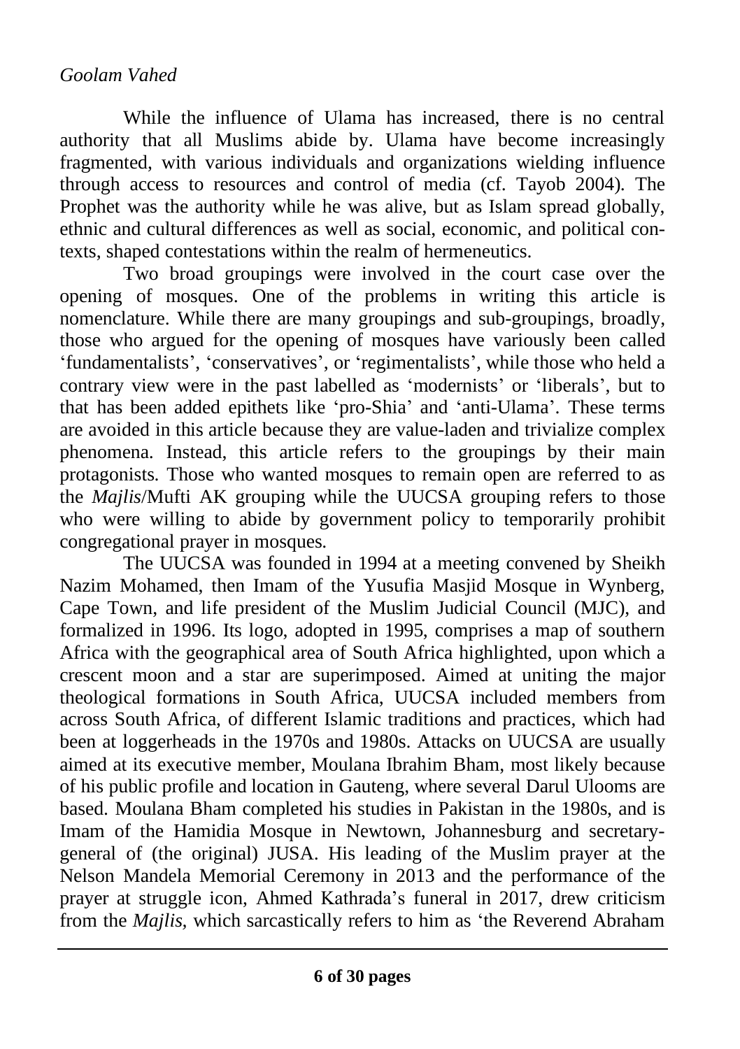While the influence of Ulama has increased, there is no central authority that all Muslims abide by. Ulama have become increasingly fragmented, with various individuals and organizations wielding influence through access to resources and control of media (cf. Tayob 2004). The Prophet was the authority while he was alive, but as Islam spread globally, ethnic and cultural differences as well as social, economic, and political contexts, shaped contestations within the realm of hermeneutics.

Two broad groupings were involved in the court case over the opening of mosques. One of the problems in writing this article is nomenclature. While there are many groupings and sub-groupings, broadly, those who argued for the opening of mosques have variously been called 'fundamentalists', 'conservatives', or 'regimentalists', while those who held a contrary view were in the past labelled as 'modernists' or 'liberals', but to that has been added epithets like 'pro-Shia' and 'anti-Ulama'. These terms are avoided in this article because they are value-laden and trivialize complex phenomena. Instead, this article refers to the groupings by their main protagonists. Those who wanted mosques to remain open are referred to as the *Majlis*/Mufti AK grouping while the UUCSA grouping refers to those who were willing to abide by government policy to temporarily prohibit congregational prayer in mosques.

The UUCSA was founded in 1994 at a meeting convened by Sheikh Nazim Mohamed, then Imam of the Yusufia Masjid Mosque in Wynberg, Cape Town, and life president of the Muslim Judicial Council (MJC), and formalized in 1996. Its logo, adopted in 1995, comprises a map of southern Africa with the geographical area of South Africa highlighted, upon which a crescent moon and a star are superimposed. Aimed at uniting the major theological formations in South Africa, UUCSA included members from across South Africa, of different Islamic traditions and practices, which had been at loggerheads in the 1970s and 1980s. Attacks on UUCSA are usually aimed at its executive member, Moulana Ibrahim Bham, most likely because of his public profile and location in Gauteng, where several Darul Ulooms are based. Moulana Bham completed his studies in Pakistan in the 1980s, and is Imam of the Hamidia Mosque in Newtown, Johannesburg and secretary-general of (the original) JUSA. His leading of the Muslim prayer at the Nelson Mandela Memorial Ceremony in 2013 and the performance of the prayer at struggle icon, Ahmed Kathrada's funeral in 2017, drew criticism from the *Majlis,* which sarcastically refers to him as 'the Reverend Abraham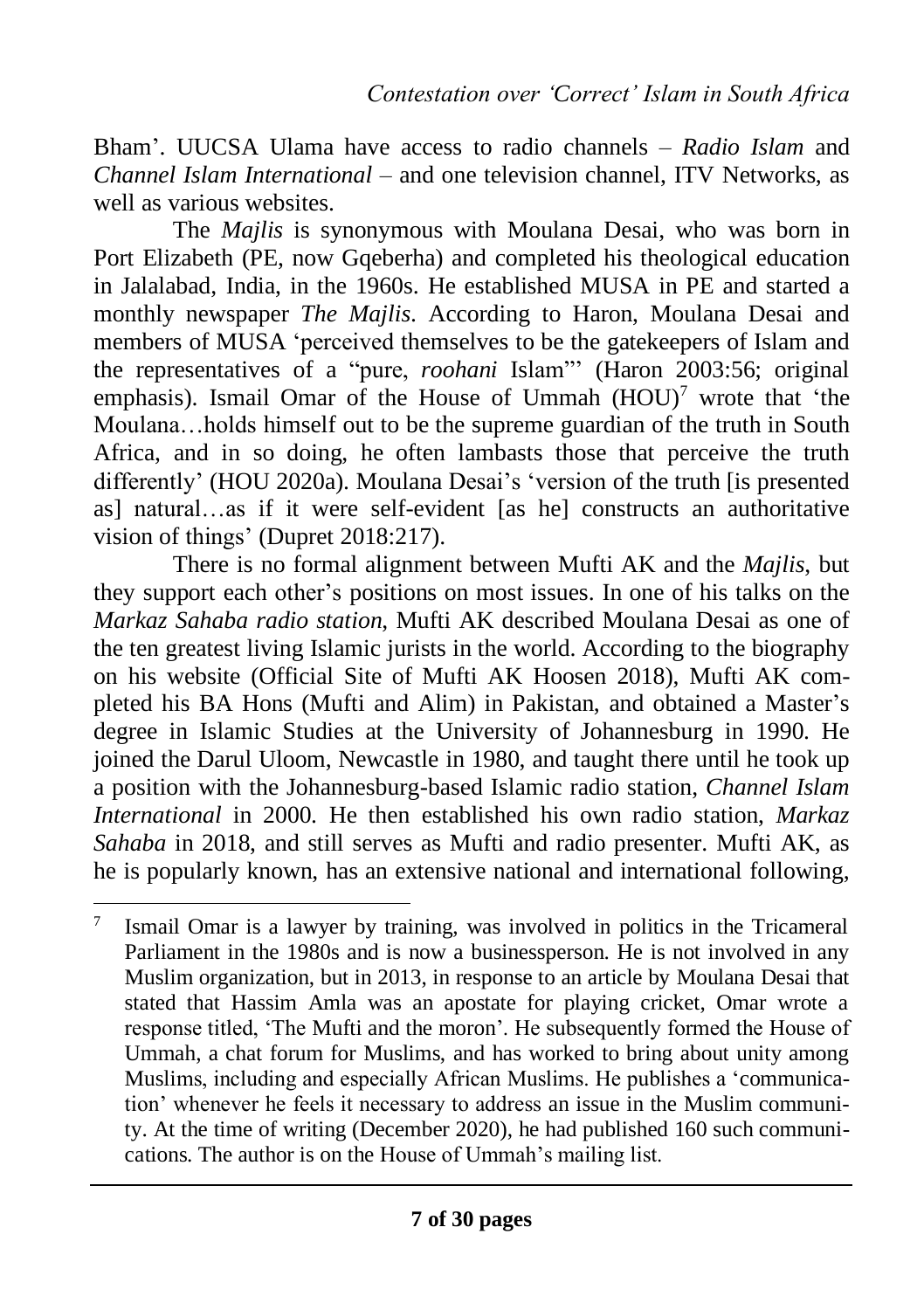Bham'. UUCSA Ulama have access to radio channels – *Radio Islam* and *Channel Islam International* – and one television channel, ITV Networks, as well as various websites.

The *Majlis* is synonymous with Moulana Desai, who was born in Port Elizabeth (PE, now Gqeberha) and completed his theological education in Jalalabad, India, in the 1960s. He established MUSA in PE and started a monthly newspaper *The Majlis*. According to Haron, Moulana Desai and members of MUSA 'perceived themselves to be the gatekeepers of Islam and the representatives of a "pure, *roohani* Islam"' (Haron 2003:56; original emphasis). Ismail Omar of the House of Ummah (HOU)[7] wrote that 'the Moulana…holds himself out to be the supreme guardian of the truth in South Africa, and in so doing, he often lambasts those that perceive the truth differently' (HOU 2020a). Moulana Desai's 'version of the truth [is presented as] natural…as if it were self-evident [as he] constructs an authoritative vision of things' (Dupret 2018:217).

There is no formal alignment between Mufti AK and the *Majlis*, but they support each other's positions on most issues. In one of his talks on the *Markaz Sahaba radio station*, Mufti AK described Moulana Desai as one of the ten greatest living Islamic jurists in the world. According to the biography on his website (Official Site of Mufti AK Hoosen 2018), Mufti AK completed his BA Hons (Mufti and Alim) in Pakistan, and obtained a Master's degree in Islamic Studies at the University of Johannesburg in 1990. He joined the Darul Uloom, Newcastle in 1980, and taught there until he took up a position with the Johannesburg-based Islamic radio station, *Channel Islam International* in 2000. He then established his own radio station, *Markaz Sahaba* in 2018, and still serves as Mufti and radio presenter. Mufti AK, as he is popularly known, has an extensive national and international following,

---

[7] Ismail Omar is a lawyer by training, was involved in politics in the Tricameral Parliament in the 1980s and is now a businessperson. He is not involved in any Muslim organization, but in 2013, in response to an article by Moulana Desai that stated that Hassim Amla was an apostate for playing cricket, Omar wrote a response titled, 'The Mufti and the moron'. He subsequently formed the House of Ummah, a chat forum for Muslims, and has worked to bring about unity among Muslims, including and especially African Muslims. He publishes a 'communication' whenever he feels it necessary to address an issue in the Muslim community. At the time of writing (December 2020), he had published 160 such communications. The author is on the House of Ummah's mailing list.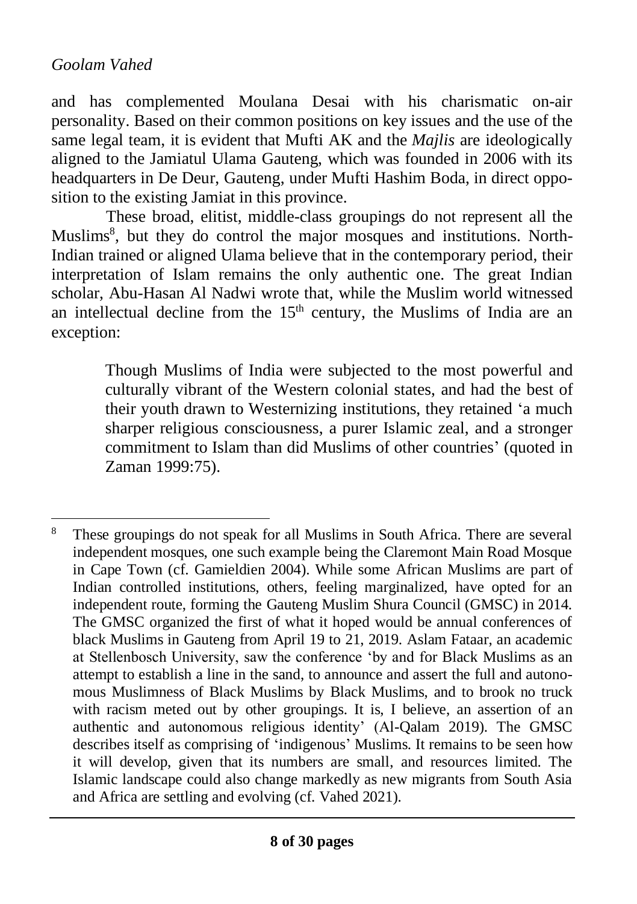and has complemented Moulana Desai with his charismatic on-air personality. Based on their common positions on key issues and the use of the same legal team, it is evident that Mufti AK and the *Majlis* are ideologically aligned to the Jamiatul Ulama Gauteng, which was founded in 2006 with its headquarters in De Deur, Gauteng, under Mufti Hashim Boda, in direct opposition to the existing Jamiat in this province.

These broad, elitist, middle-class groupings do not represent all the Muslims[8], but they do control the major mosques and institutions. North-Indian trained or aligned Ulama believe that in the contemporary period, their interpretation of Islam remains the only authentic one. The great Indian scholar, Abu-Hasan Al Nadwi wrote that, while the Muslim world witnessed an intellectual decline from the $15^{th}$ century, the Muslims of India are an exception:

> Though Muslims of India were subjected to the most powerful and culturally vibrant of the Western colonial states, and had the best of their youth drawn to Westernizing institutions, they retained 'a much sharper religious consciousness, a purer Islamic zeal, and a stronger commitment to Islam than did Muslims of other countries' (quoted in Zaman 1999:75).

---

[8] These groupings do not speak for all Muslims in South Africa. There are several independent mosques, one such example being the Claremont Main Road Mosque in Cape Town (cf. Gamieldien 2004). While some African Muslims are part of Indian controlled institutions, others, feeling marginalized, have opted for an independent route, forming the Gauteng Muslim Shura Council (GMSC) in 2014. The GMSC organized the first of what it hoped would be annual conferences of black Muslims in Gauteng from April 19 to 21, 2019. Aslam Fataar, an academic at Stellenbosch University, saw the conference 'by and for Black Muslims as an attempt to establish a line in the sand, to announce and assert the full and autonomous Muslimness of Black Muslims by Black Muslims, and to brook no truck with racism meted out by other groupings. It is, I believe, an assertion of an authentic and autonomous religious identity' (Al-Qalam 2019). The GMSC describes itself as comprising of 'indigenous' Muslims. It remains to be seen how it will develop, given that its numbers are small, and resources limited. The Islamic landscape could also change markedly as new migrants from South Asia and Africa are settling and evolving (cf. Vahed 2021).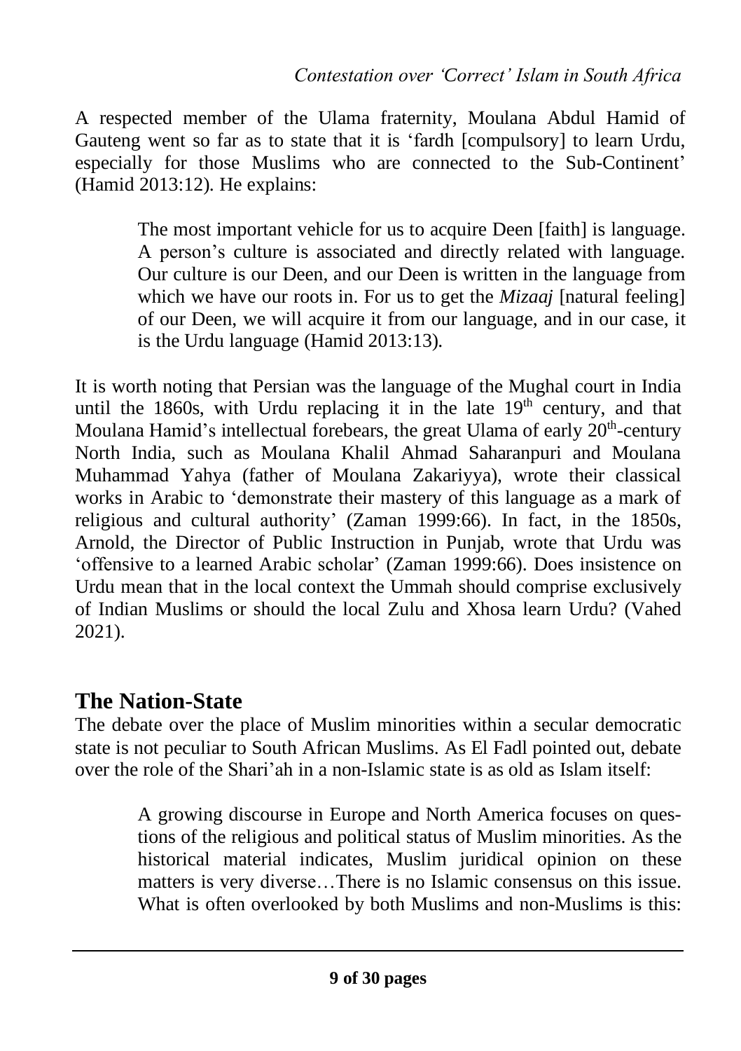A respected member of the Ulama fraternity, Moulana Abdul Hamid of Gauteng went so far as to state that it is 'fardh [compulsory] to learn Urdu, especially for those Muslims who are connected to the Sub-Continent' (Hamid 2013:12). He explains:

> The most important vehicle for us to acquire Deen [faith] is language. A person's culture is associated and directly related with language. Our culture is our Deen, and our Deen is written in the language from which we have our roots in. For us to get the *Mizaaj* [natural feeling] of our Deen, we will acquire it from our language, and in our case, it is the Urdu language (Hamid 2013:13).

It is worth noting that Persian was the language of the Mughal court in India until the 1860s, with Urdu replacing it in the late 19th century, and that Moulana Hamid's intellectual forebears, the great Ulama of early 20th-century North India, such as Moulana Khalil Ahmad Saharanpuri and Moulana Muhammad Yahya (father of Moulana Zakariyya), wrote their classical works in Arabic to 'demonstrate their mastery of this language as a mark of religious and cultural authority' (Zaman 1999:66). In fact, in the 1850s, Arnold, the Director of Public Instruction in Punjab, wrote that Urdu was 'offensive to a learned Arabic scholar' (Zaman 1999:66). Does insistence on Urdu mean that in the local context the Ummah should comprise exclusively of Indian Muslims or should the local Zulu and Xhosa learn Urdu? (Vahed 2021).

## The Nation-State

The debate over the place of Muslim minorities within a secular democratic state is not peculiar to South African Muslims. As El Fadl pointed out, debate over the role of the Shari'ah in a non-Islamic state is as old as Islam itself:

> A growing discourse in Europe and North America focuses on questions of the religious and political status of Muslim minorities. As the historical material indicates, Muslim juridical opinion on these matters is very diverse…There is no Islamic consensus on this issue. What is often overlooked by both Muslims and non-Muslims is this: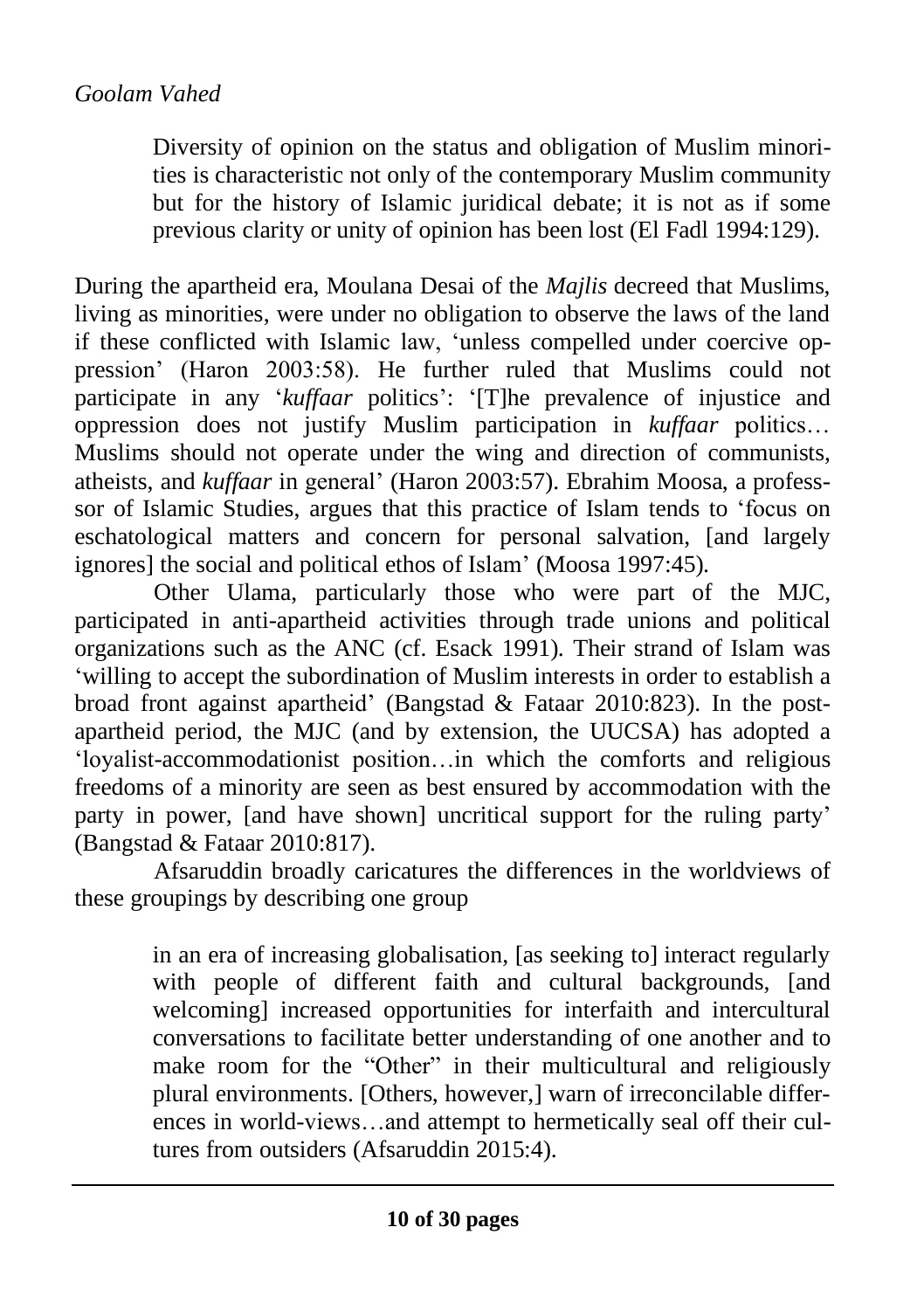> Diversity of opinion on the status and obligation of Muslim minorities is characteristic not only of the contemporary Muslim community but for the history of Islamic juridical debate; it is not as if some previous clarity or unity of opinion has been lost (El Fadl 1994:129).

During the apartheid era, Moulana Desai of the *Majlis* decreed that Muslims, living as minorities, were under no obligation to observe the laws of the land if these conflicted with Islamic law, 'unless compelled under coercive oppression' (Haron 2003:58). He further ruled that Muslims could not participate in any '*kuffaar* politics': '[T]he prevalence of injustice and oppression does not justify Muslim participation in *kuffaar* politics… Muslims should not operate under the wing and direction of communists, atheists, and *kuffaar* in general' (Haron 2003:57). Ebrahim Moosa, a professsor of Islamic Studies, argues that this practice of Islam tends to 'focus on eschatological matters and concern for personal salvation, [and largely ignores] the social and political ethos of Islam' (Moosa 1997:45).

Other Ulama, particularly those who were part of the MJC, participated in anti-apartheid activities through trade unions and political organizations such as the ANC (cf. Esack 1991). Their strand of Islam was 'willing to accept the subordination of Muslim interests in order to establish a broad front against apartheid' (Bangstad & Fataar 2010:823). In the post-apartheid period, the MJC (and by extension, the UUCSA) has adopted a 'loyalist-accommodationist position…in which the comforts and religious freedoms of a minority are seen as best ensured by accommodation with the party in power, [and have shown] uncritical support for the ruling party' (Bangstad & Fataar 2010:817).

Afsaruddin broadly caricatures the differences in the worldviews of these groupings by describing one group

> in an era of increasing globalisation, [as seeking to] interact regularly with people of different faith and cultural backgrounds, [and welcoming] increased opportunities for interfaith and intercultural conversations to facilitate better understanding of one another and to make room for the "Other" in their multicultural and religiously plural environments. [Others, however,] warn of irreconcilable differences in world-views…and attempt to hermetically seal off their cultures from outsiders (Afsaruddin 2015:4).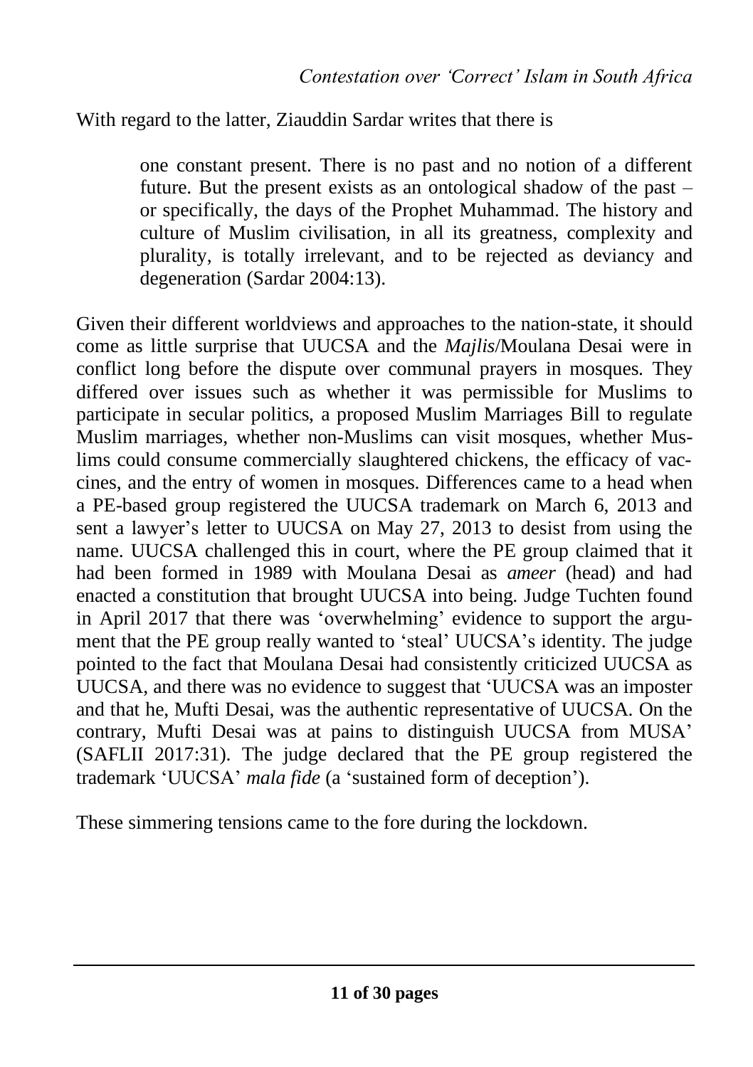With regard to the latter, Ziauddin Sardar writes that there is

> one constant present. There is no past and no notion of a different future. But the present exists as an ontological shadow of the past – or specifically, the days of the Prophet Muhammad. The history and culture of Muslim civilisation, in all its greatness, complexity and plurality, is totally irrelevant, and to be rejected as deviancy and degeneration (Sardar 2004:13).

Given their different worldviews and approaches to the nation-state, it should come as little surprise that UUCSA and the *Majlis*/Moulana Desai were in conflict long before the dispute over communal prayers in mosques. They differed over issues such as whether it was permissible for Muslims to participate in secular politics, a proposed Muslim Marriages Bill to regulate Muslim marriages, whether non-Muslims can visit mosques, whether Muslims could consume commercially slaughtered chickens, the efficacy of vaccines, and the entry of women in mosques. Differences came to a head when a PE-based group registered the UUCSA trademark on March 6, 2013 and sent a lawyer's letter to UUCSA on May 27, 2013 to desist from using the name. UUCSA challenged this in court, where the PE group claimed that it had been formed in 1989 with Moulana Desai as *ameer* (head) and had enacted a constitution that brought UUCSA into being. Judge Tuchten found in April 2017 that there was 'overwhelming' evidence to support the argument that the PE group really wanted to 'steal' UUCSA's identity. The judge pointed to the fact that Moulana Desai had consistently criticized UUCSA as UUCSA, and there was no evidence to suggest that 'UUCSA was an imposter and that he, Mufti Desai, was the authentic representative of UUCSA. On the contrary, Mufti Desai was at pains to distinguish UUCSA from MUSA' (SAFLII 2017:31). The judge declared that the PE group registered the trademark 'UUCSA' *mala fide* (a 'sustained form of deception').

These simmering tensions came to the fore during the lockdown.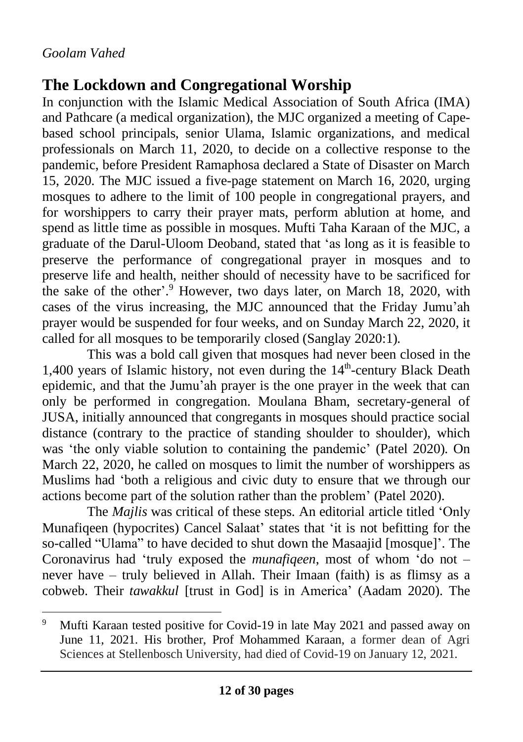## The Lockdown and Congregational Worship

In conjunction with the Islamic Medical Association of South Africa (IMA) and Pathcare (a medical organization), the MJC organized a meeting of Cape-based school principals, senior Ulama, Islamic organizations, and medical professionals on March 11, 2020, to decide on a collective response to the pandemic, before President Ramaphosa declared a State of Disaster on March 15, 2020. The MJC issued a five-page statement on March 16, 2020, urging mosques to adhere to the limit of 100 people in congregational prayers, and for worshippers to carry their prayer mats, perform ablution at home, and spend as little time as possible in mosques. Mufti Taha Karaan of the MJC, a graduate of the Darul-Uloom Deoband, stated that 'as long as it is feasible to preserve the performance of congregational prayer in mosques and to preserve life and health, neither should of necessity have to be sacrificed for the sake of the other'.[9] However, two days later, on March 18, 2020, with cases of the virus increasing, the MJC announced that the Friday Jumu'ah prayer would be suspended for four weeks, and on Sunday March 22, 2020, it called for all mosques to be temporarily closed (Sanglay 2020:1).

This was a bold call given that mosques had never been closed in the 1,400 years of Islamic history, not even during the 14th-century Black Death epidemic, and that the Jumu'ah prayer is the one prayer in the week that can only be performed in congregation. Moulana Bham, secretary-general of JUSA, initially announced that congregants in mosques should practice social distance (contrary to the practice of standing shoulder to shoulder), which was 'the only viable solution to containing the pandemic' (Patel 2020). On March 22, 2020, he called on mosques to limit the number of worshippers as Muslims had 'both a religious and civic duty to ensure that we through our actions become part of the solution rather than the problem' (Patel 2020).

The *Majlis* was critical of these steps. An editorial article titled 'Only Munafiqeen (hypocrites) Cancel Salaat' states that 'it is not befitting for the so-called "Ulama" to have decided to shut down the Masaajid [mosque]'. The Coronavirus had 'truly exposed the *munafiqeen*, most of whom 'do not – never have – truly believed in Allah. Their Imaan (faith) is as flimsy as a cobweb. Their *tawakkul* [trust in God] is in America' (Aadam 2020). The

---

[9] Mufti Karaan tested positive for Covid-19 in late May 2021 and passed away on June 11, 2021. His brother, Prof Mohammed Karaan, a former dean of Agri Sciences at Stellenbosch University, had died of Covid-19 on January 12, 2021.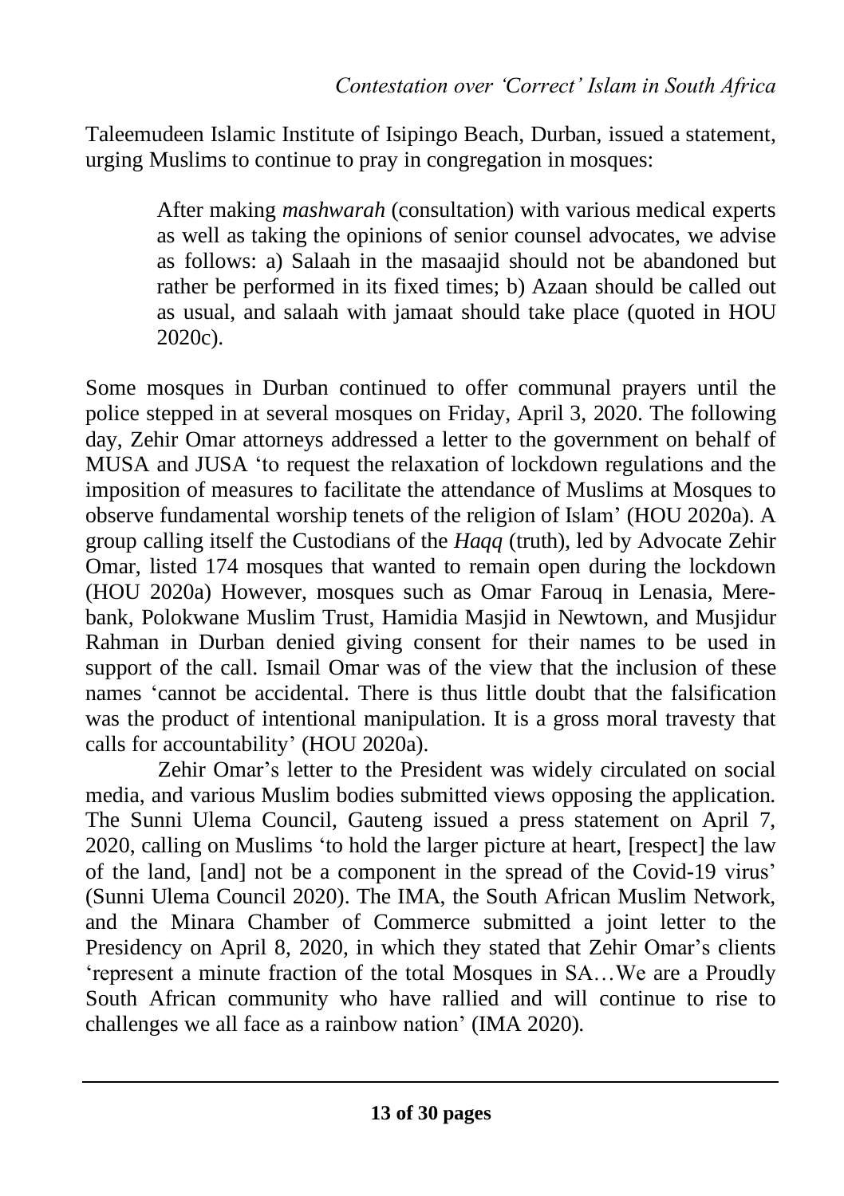Taleemudeen Islamic Institute of Isipingo Beach, Durban, issued a statement, urging Muslims to continue to pray in congregation in mosques:

> After making *mashwarah* (consultation) with various medical experts as well as taking the opinions of senior counsel advocates, we advise as follows: a) Salaah in the masaajid should not be abandoned but rather be performed in its fixed times; b) Azaan should be called out as usual, and salaah with jamaat should take place (quoted in HOU 2020c).

Some mosques in Durban continued to offer communal prayers until the police stepped in at several mosques on Friday, April 3, 2020. The following day, Zehir Omar attorneys addressed a letter to the government on behalf of MUSA and JUSA 'to request the relaxation of lockdown regulations and the imposition of measures to facilitate the attendance of Muslims at Mosques to observe fundamental worship tenets of the religion of Islam' (HOU 2020a). A group calling itself the Custodians of the *Haqq* (truth), led by Advocate Zehir Omar, listed 174 mosques that wanted to remain open during the lockdown (HOU 2020a) However, mosques such as Omar Farouq in Lenasia, Merebank, Polokwane Muslim Trust, Hamidia Masjid in Newtown, and Musjidur Rahman in Durban denied giving consent for their names to be used in support of the call. Ismail Omar was of the view that the inclusion of these names 'cannot be accidental. There is thus little doubt that the falsification was the product of intentional manipulation. It is a gross moral travesty that calls for accountability' (HOU 2020a).

Zehir Omar's letter to the President was widely circulated on social media, and various Muslim bodies submitted views opposing the application. The Sunni Ulema Council, Gauteng issued a press statement on April 7, 2020, calling on Muslims 'to hold the larger picture at heart, [respect] the law of the land, [and] not be a component in the spread of the Covid-19 virus' (Sunni Ulema Council 2020). The IMA, the South African Muslim Network, and the Minara Chamber of Commerce submitted a joint letter to the Presidency on April 8, 2020, in which they stated that Zehir Omar's clients 'represent a minute fraction of the total Mosques in SA…We are a Proudly South African community who have rallied and will continue to rise to challenges we all face as a rainbow nation' (IMA 2020).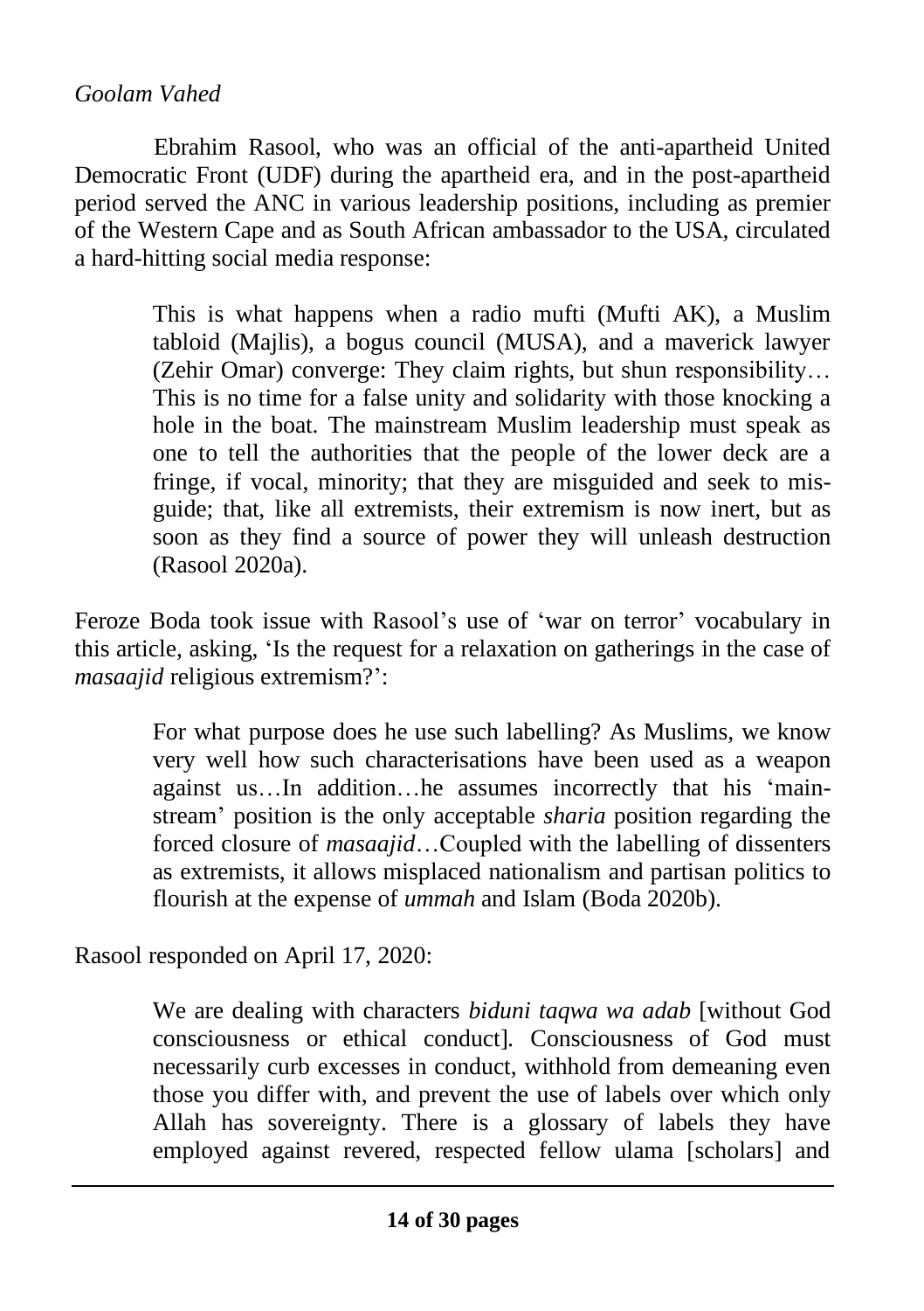Ebrahim Rasool, who was an official of the anti-apartheid United Democratic Front (UDF) during the apartheid era, and in the post-apartheid period served the ANC in various leadership positions, including as premier of the Western Cape and as South African ambassador to the USA, circulated a hard-hitting social media response:

> This is what happens when a radio mufti (Mufti AK), a Muslim tabloid (Majlis), a bogus council (MUSA), and a maverick lawyer (Zehir Omar) converge: They claim rights, but shun responsibility… This is no time for a false unity and solidarity with those knocking a hole in the boat. The mainstream Muslim leadership must speak as one to tell the authorities that the people of the lower deck are a fringe, if vocal, minority; that they are misguided and seek to mis-guide; that, like all extremists, their extremism is now inert, but as soon as they find a source of power they will unleash destruction (Rasool 2020a).

Feroze Boda took issue with Rasool's use of 'war on terror' vocabulary in this article, asking, 'Is the request for a relaxation on gatherings in the case of *masaajid* religious extremism?':

> For what purpose does he use such labelling? As Muslims, we know very well how such characterisations have been used as a weapon against us…In addition…he assumes incorrectly that his 'main-stream' position is the only acceptable *sharia* position regarding the forced closure of *masaajid*…Coupled with the labelling of dissenters as extremists, it allows misplaced nationalism and partisan politics to flourish at the expense of *ummah* and Islam (Boda 2020b).

Rasool responded on April 17, 2020:

> We are dealing with characters *biduni taqwa wa adab* [without God consciousness or ethical conduct]. Consciousness of God must necessarily curb excesses in conduct, withhold from demeaning even those you differ with, and prevent the use of labels over which only Allah has sovereignty. There is a glossary of labels they have employed against revered, respected fellow ulama [scholars] and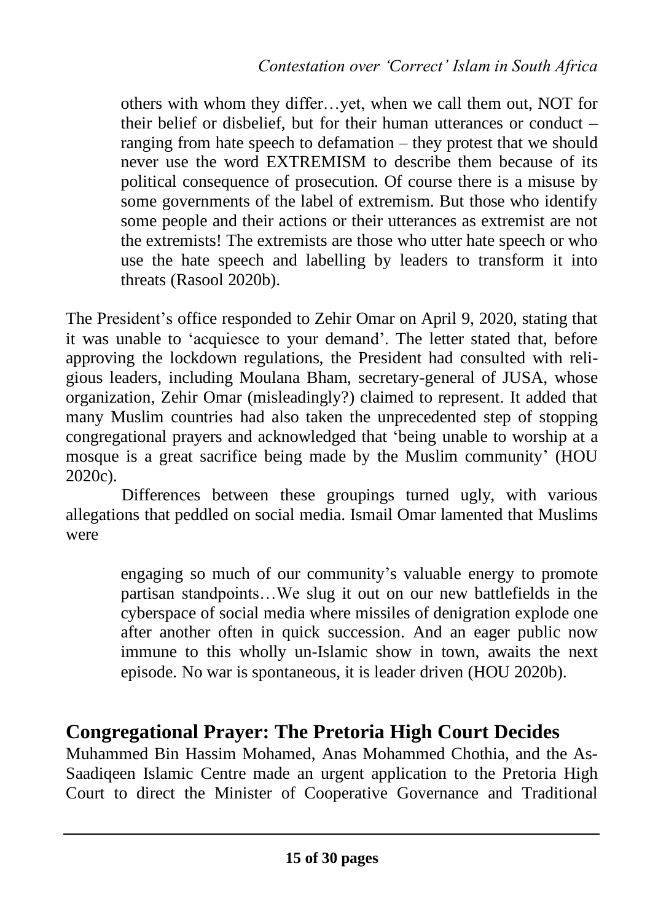> others with whom they differ…yet, when we call them out, NOT for their belief or disbelief, but for their human utterances or conduct – ranging from hate speech to defamation – they protest that we should never use the word EXTREMISM to describe them because of its political consequence of prosecution. Of course there is a misuse by some governments of the label of extremism. But those who identify some people and their actions or their utterances as extremist are not the extremists! The extremists are those who utter hate speech or who use the hate speech and labelling by leaders to transform it into threats (Rasool 2020b).

The President's office responded to Zehir Omar on April 9, 2020, stating that it was unable to 'acquiesce to your demand'. The letter stated that, before approving the lockdown regulations, the President had consulted with religious leaders, including Moulana Bham, secretary-general of JUSA, whose organization, Zehir Omar (misleadingly?) claimed to represent. It added that many Muslim countries had also taken the unprecedented step of stopping congregational prayers and acknowledged that 'being unable to worship at a mosque is a great sacrifice being made by the Muslim community' (HOU 2020c).

Differences between these groupings turned ugly, with various allegations that peddled on social media. Ismail Omar lamented that Muslims were

> engaging so much of our community's valuable energy to promote partisan standpoints…We slug it out on our new battlefields in the cyberspace of social media where missiles of denigration explode one after another often in quick succession. And an eager public now immune to this wholly un-Islamic show in town, awaits the next episode. No war is spontaneous, it is leader driven (HOU 2020b).

## Congregational Prayer: The Pretoria High Court Decides

Muhammed Bin Hassim Mohamed, Anas Mohammed Chothia, and the As-Saadiqeen Islamic Centre made an urgent application to the Pretoria High Court to direct the Minister of Cooperative Governance and Traditional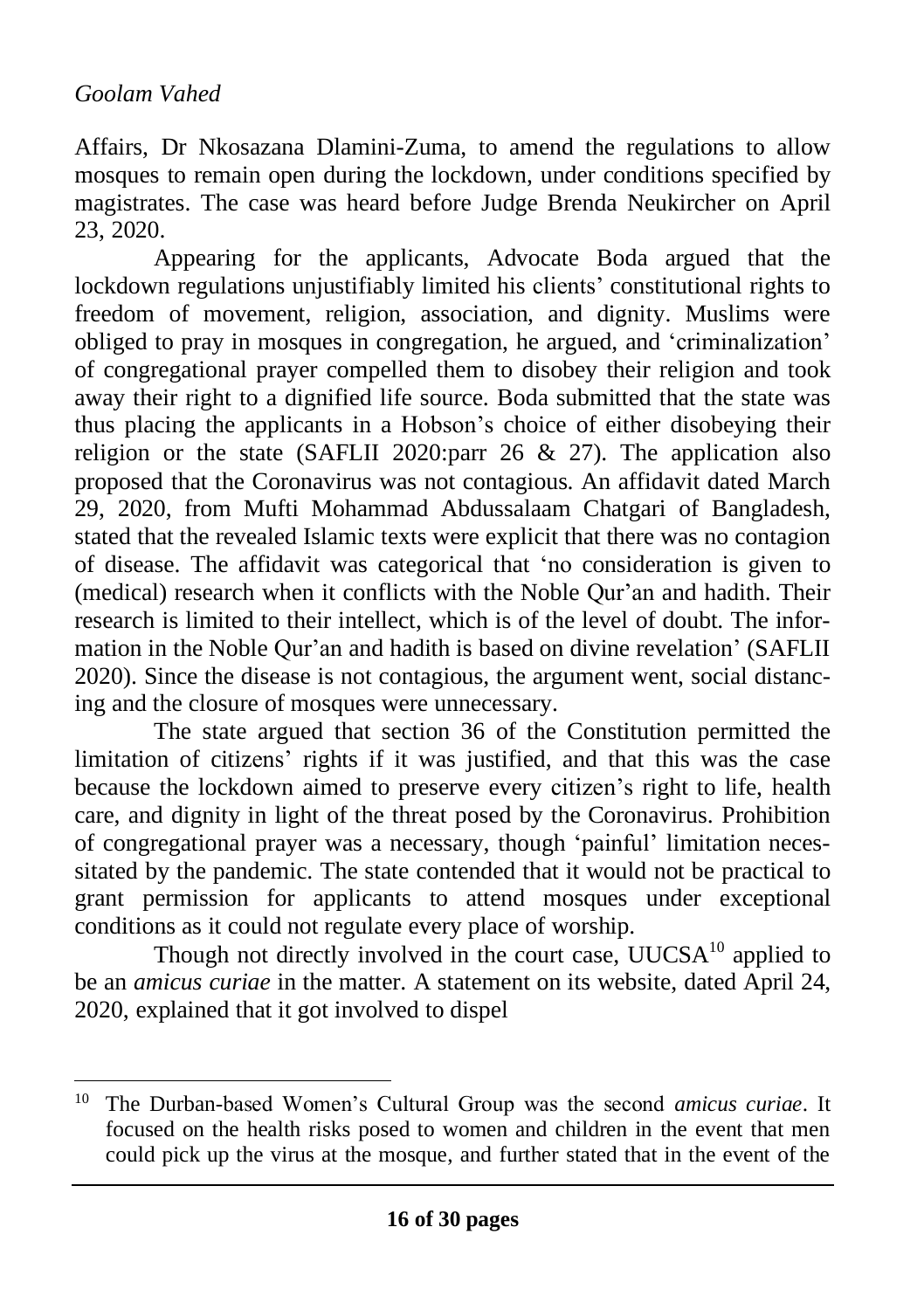Affairs, Dr Nkosazana Dlamini-Zuma, to amend the regulations to allow mosques to remain open during the lockdown, under conditions specified by magistrates. The case was heard before Judge Brenda Neukircher on April 23, 2020.

Appearing for the applicants, Advocate Boda argued that the lockdown regulations unjustifiably limited his clients' constitutional rights to freedom of movement, religion, association, and dignity. Muslims were obliged to pray in mosques in congregation, he argued, and 'criminalization' of congregational prayer compelled them to disobey their religion and took away their right to a dignified life source. Boda submitted that the state was thus placing the applicants in a Hobson's choice of either disobeying their religion or the state (SAFLII 2020:parr 26 & 27). The application also proposed that the Coronavirus was not contagious. An affidavit dated March 29, 2020, from Mufti Mohammad Abdussalaam Chatgari of Bangladesh, stated that the revealed Islamic texts were explicit that there was no contagion of disease. The affidavit was categorical that 'no consideration is given to (medical) research when it conflicts with the Noble Qur'an and hadith. Their research is limited to their intellect, which is of the level of doubt. The information in the Noble Qur'an and hadith is based on divine revelation' (SAFLII 2020). Since the disease is not contagious, the argument went, social distancing and the closure of mosques were unnecessary.

The state argued that section 36 of the Constitution permitted the limitation of citizens' rights if it was justified, and that this was the case because the lockdown aimed to preserve every citizen's right to life, health care, and dignity in light of the threat posed by the Coronavirus. Prohibition of congregational prayer was a necessary, though 'painful' limitation necessitated by the pandemic. The state contended that it would not be practical to grant permission for applicants to attend mosques under exceptional conditions as it could not regulate every place of worship.

Though not directly involved in the court case, UUCSA[10] applied to be an *amicus curiae* in the matter. A statement on its website, dated April 24, 2020, explained that it got involved to dispel

---

[10] The Durban-based Women's Cultural Group was the second *amicus curiae*. It focused on the health risks posed to women and children in the event that men could pick up the virus at the mosque, and further stated that in the event of the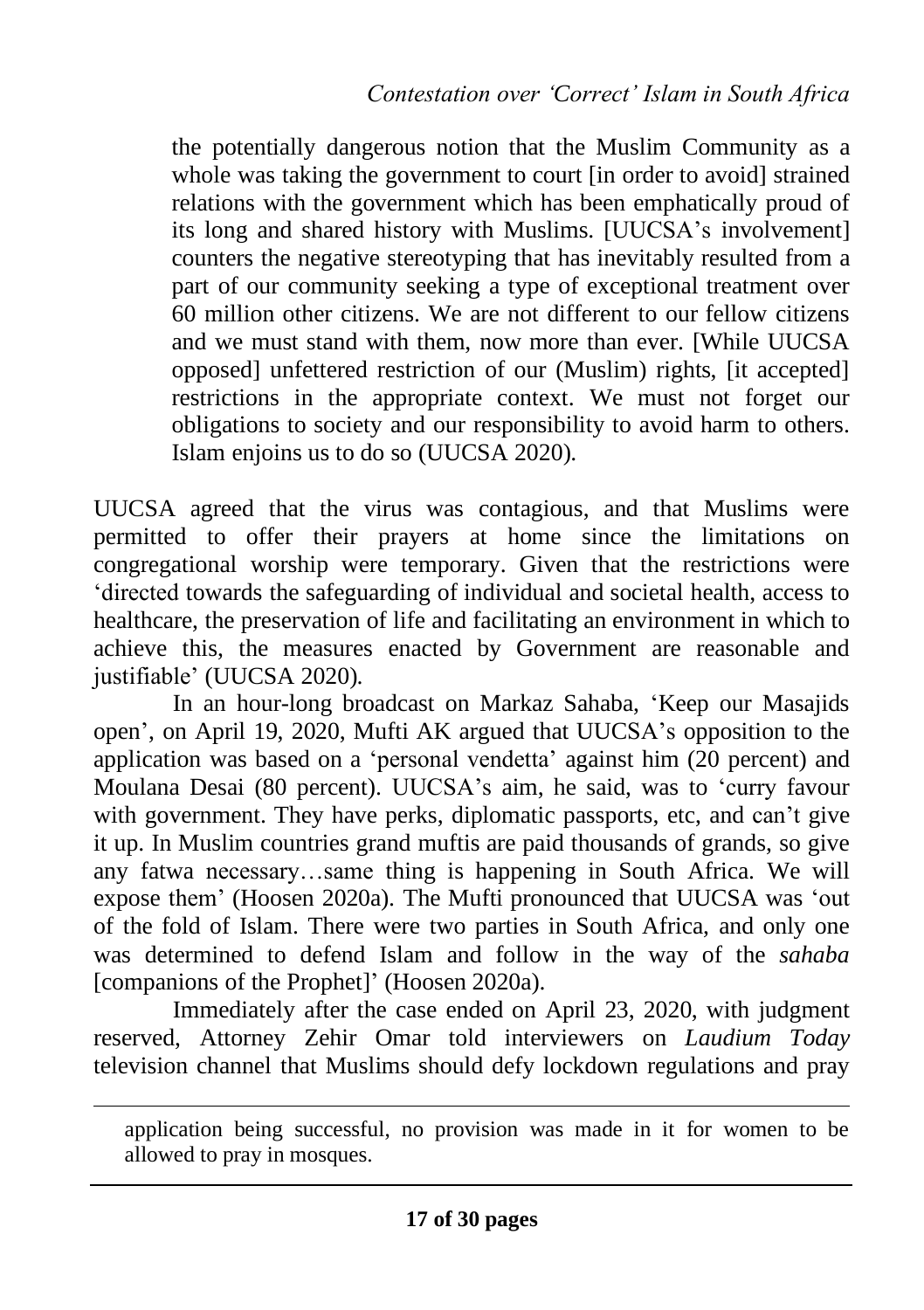> the potentially dangerous notion that the Muslim Community as a whole was taking the government to court [in order to avoid] strained relations with the government which has been emphatically proud of its long and shared history with Muslims. [UUCSA's involvement] counters the negative stereotyping that has inevitably resulted from a part of our community seeking a type of exceptional treatment over 60 million other citizens. We are not different to our fellow citizens and we must stand with them, now more than ever. [While UUCSA opposed] unfettered restriction of our (Muslim) rights, [it accepted] restrictions in the appropriate context. We must not forget our obligations to society and our responsibility to avoid harm to others. Islam enjoins us to do so (UUCSA 2020).

UUCSA agreed that the virus was contagious, and that Muslims were permitted to offer their prayers at home since the limitations on congregational worship were temporary. Given that the restrictions were 'directed towards the safeguarding of individual and societal health, access to healthcare, the preservation of life and facilitating an environment in which to achieve this, the measures enacted by Government are reasonable and justifiable' (UUCSA 2020).

In an hour-long broadcast on Markaz Sahaba, 'Keep our Masajids open', on April 19, 2020, Mufti AK argued that UUCSA's opposition to the application was based on a 'personal vendetta' against him (20 percent) and Moulana Desai (80 percent). UUCSA's aim, he said, was to 'curry favour with government. They have perks, diplomatic passports, etc, and can't give it up. In Muslim countries grand muftis are paid thousands of grands, so give any fatwa necessary…same thing is happening in South Africa. We will expose them' (Hoosen 2020a). The Mufti pronounced that UUCSA was 'out of the fold of Islam. There were two parties in South Africa, and only one was determined to defend Islam and follow in the way of the *sahaba* [companions of the Prophet]' (Hoosen 2020a).

Immediately after the case ended on April 23, 2020, with judgment reserved, Attorney Zehir Omar told interviewers on *Laudium Today* television channel that Muslims should defy lockdown regulations and pray

---

application being successful, no provision was made in it for women to be allowed to pray in mosques.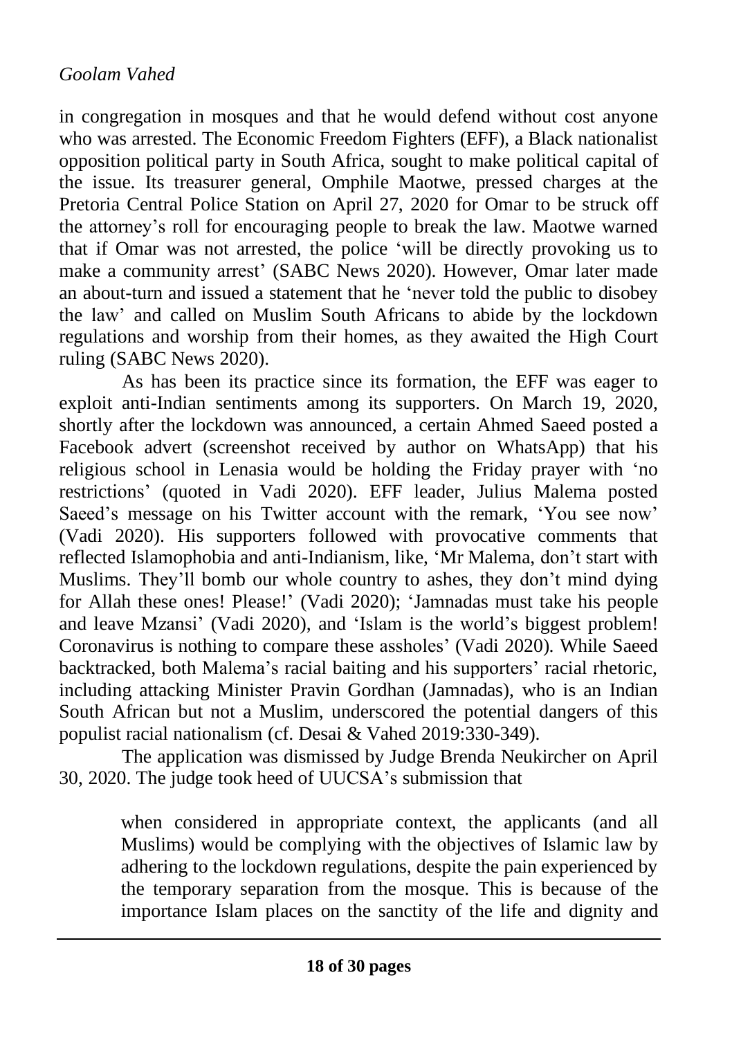in congregation in mosques and that he would defend without cost anyone who was arrested. The Economic Freedom Fighters (EFF), a Black nationalist opposition political party in South Africa, sought to make political capital of the issue. Its treasurer general, Omphile Maotwe, pressed charges at the Pretoria Central Police Station on April 27, 2020 for Omar to be struck off the attorney's roll for encouraging people to break the law. Maotwe warned that if Omar was not arrested, the police 'will be directly provoking us to make a community arrest' (SABC News 2020). However, Omar later made an about-turn and issued a statement that he 'never told the public to disobey the law' and called on Muslim South Africans to abide by the lockdown regulations and worship from their homes, as they awaited the High Court ruling (SABC News 2020).

As has been its practice since its formation, the EFF was eager to exploit anti-Indian sentiments among its supporters. On March 19, 2020, shortly after the lockdown was announced, a certain Ahmed Saeed posted a Facebook advert (screenshot received by author on WhatsApp) that his religious school in Lenasia would be holding the Friday prayer with 'no restrictions' (quoted in Vadi 2020). EFF leader, Julius Malema posted Saeed's message on his Twitter account with the remark, 'You see now' (Vadi 2020). His supporters followed with provocative comments that reflected Islamophobia and anti-Indianism, like, 'Mr Malema, don't start with Muslims. They'll bomb our whole country to ashes, they don't mind dying for Allah these ones! Please!' (Vadi 2020); 'Jamnadas must take his people and leave Mzansi' (Vadi 2020), and 'Islam is the world's biggest problem! Coronavirus is nothing to compare these assholes' (Vadi 2020). While Saeed backtracked, both Malema's racial baiting and his supporters' racial rhetoric, including attacking Minister Pravin Gordhan (Jamnadas), who is an Indian South African but not a Muslim, underscored the potential dangers of this populist racial nationalism (cf. Desai & Vahed 2019:330-349).

The application was dismissed by Judge Brenda Neukircher on April 30, 2020. The judge took heed of UUCSA's submission that

> when considered in appropriate context, the applicants (and all Muslims) would be complying with the objectives of Islamic law by adhering to the lockdown regulations, despite the pain experienced by the temporary separation from the mosque. This is because of the importance Islam places on the sanctity of the life and dignity and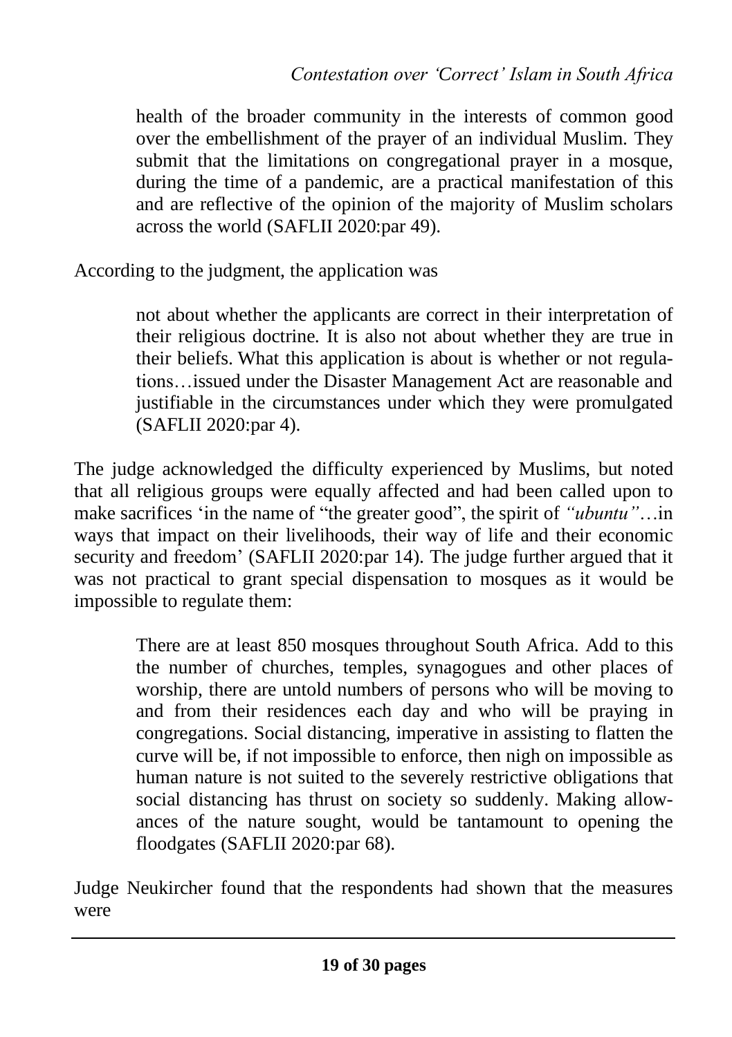> health of the broader community in the interests of common good over the embellishment of the prayer of an individual Muslim. They submit that the limitations on congregational prayer in a mosque, during the time of a pandemic, are a practical manifestation of this and are reflective of the opinion of the majority of Muslim scholars across the world (SAFLII 2020:par 49).

According to the judgment, the application was

> not about whether the applicants are correct in their interpretation of their religious doctrine. It is also not about whether they are true in their beliefs. What this application is about is whether or not regulations…issued under the Disaster Management Act are reasonable and justifiable in the circumstances under which they were promulgated (SAFLII 2020:par 4).

The judge acknowledged the difficulty experienced by Muslims, but noted that all religious groups were equally affected and had been called upon to make sacrifices 'in the name of "the greater good", the spirit of *"ubuntu"*…in ways that impact on their livelihoods, their way of life and their economic security and freedom' (SAFLII 2020:par 14). The judge further argued that it was not practical to grant special dispensation to mosques as it would be impossible to regulate them:

> There are at least 850 mosques throughout South Africa. Add to this the number of churches, temples, synagogues and other places of worship, there are untold numbers of persons who will be moving to and from their residences each day and who will be praying in congregations. Social distancing, imperative in assisting to flatten the curve will be, if not impossible to enforce, then nigh on impossible as human nature is not suited to the severely restrictive obligations that social distancing has thrust on society so suddenly. Making allowances of the nature sought, would be tantamount to opening the floodgates (SAFLII 2020:par 68).

Judge Neukircher found that the respondents had shown that the measures were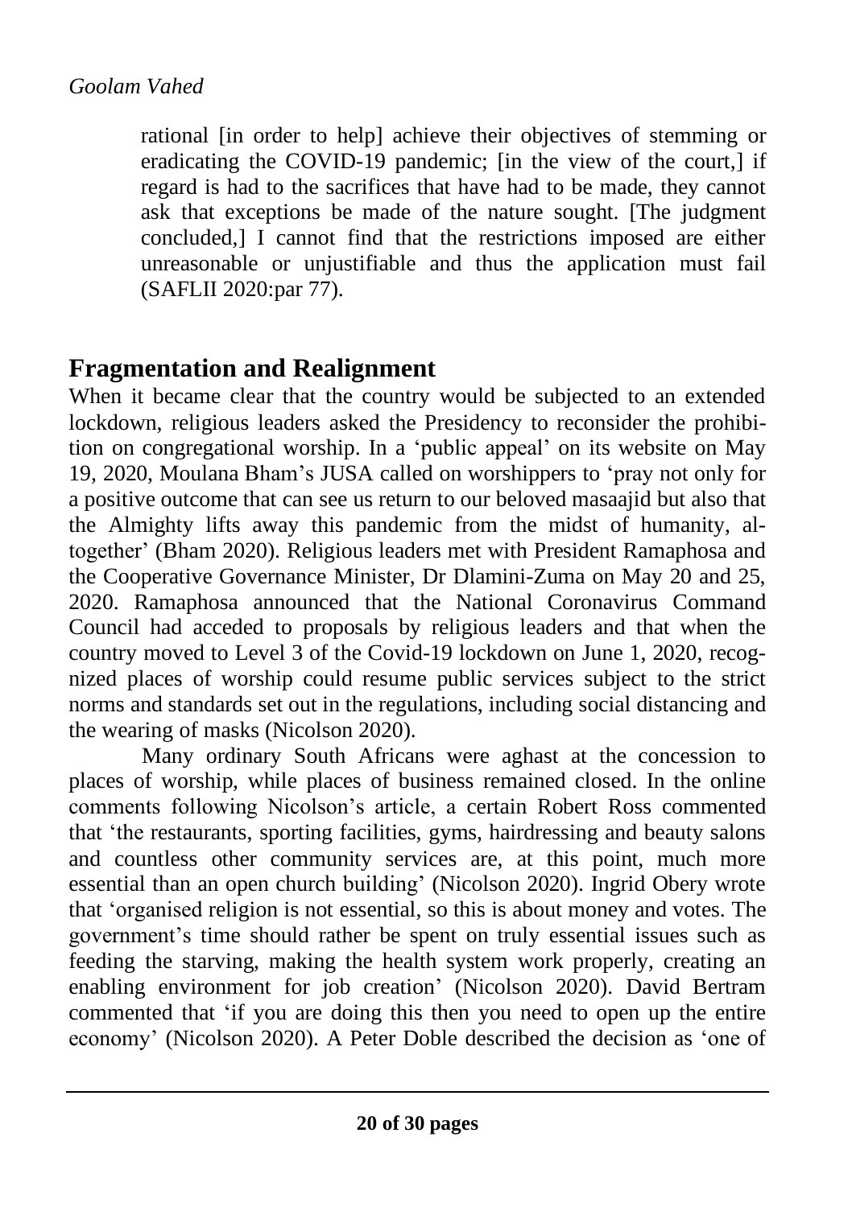rational [in order to help] achieve their objectives of stemming or eradicating the COVID-19 pandemic; [in the view of the court,] if regard is had to the sacrifices that have had to be made, they cannot ask that exceptions be made of the nature sought. [The judgment concluded,] I cannot find that the restrictions imposed are either unreasonable or unjustifiable and thus the application must fail (SAFLII 2020:par 77).

## Fragmentation and Realignment

When it became clear that the country would be subjected to an extended lockdown, religious leaders asked the Presidency to reconsider the prohibition on congregational worship. In a 'public appeal' on its website on May 19, 2020, Moulana Bham's JUSA called on worshippers to 'pray not only for a positive outcome that can see us return to our beloved masaajid but also that the Almighty lifts away this pandemic from the midst of humanity, altogether' (Bham 2020). Religious leaders met with President Ramaphosa and the Cooperative Governance Minister, Dr Dlamini-Zuma on May 20 and 25, 2020. Ramaphosa announced that the National Coronavirus Command Council had acceded to proposals by religious leaders and that when the country moved to Level 3 of the Covid-19 lockdown on June 1, 2020, recognized places of worship could resume public services subject to the strict norms and standards set out in the regulations, including social distancing and the wearing of masks (Nicolson 2020).

Many ordinary South Africans were aghast at the concession to places of worship, while places of business remained closed. In the online comments following Nicolson's article, a certain Robert Ross commented that 'the restaurants, sporting facilities, gyms, hairdressing and beauty salons and countless other community services are, at this point, much more essential than an open church building' (Nicolson 2020). Ingrid Obery wrote that 'organised religion is not essential, so this is about money and votes. The government's time should rather be spent on truly essential issues such as feeding the starving, making the health system work properly, creating an enabling environment for job creation' (Nicolson 2020). David Bertram commented that 'if you are doing this then you need to open up the entire economy' (Nicolson 2020). A Peter Doble described the decision as 'one of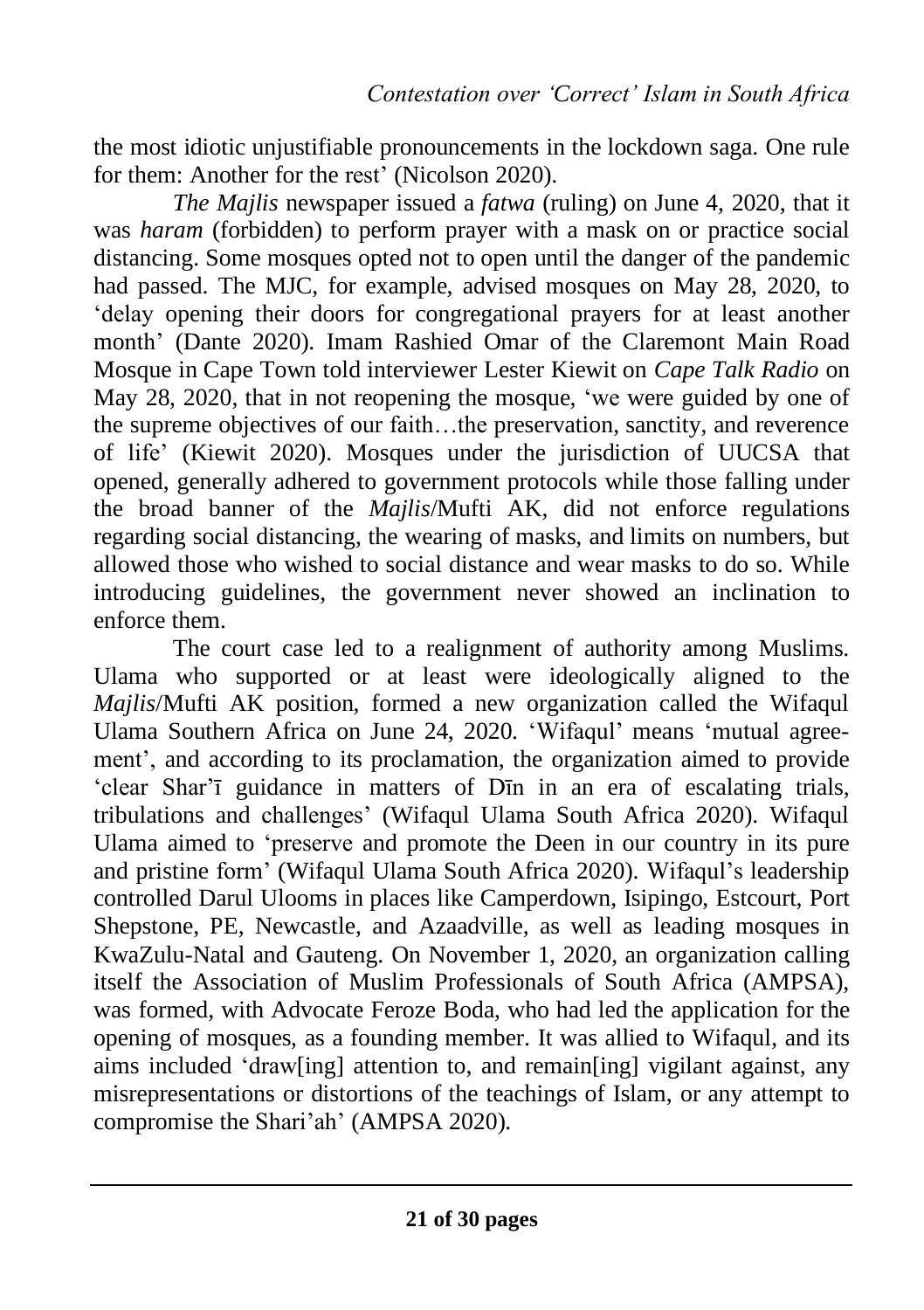the most idiotic unjustifiable pronouncements in the lockdown saga. One rule for them: Another for the rest' (Nicolson 2020).

*The Majlis* newspaper issued a *fatwa* (ruling) on June 4, 2020, that it was *haram* (forbidden) to perform prayer with a mask on or practice social distancing. Some mosques opted not to open until the danger of the pandemic had passed. The MJC, for example, advised mosques on May 28, 2020, to 'delay opening their doors for congregational prayers for at least another month' (Dante 2020). Imam Rashied Omar of the Claremont Main Road Mosque in Cape Town told interviewer Lester Kiewit on *Cape Talk Radio* on May 28, 2020, that in not reopening the mosque, 'we were guided by one of the supreme objectives of our faith…the preservation, sanctity, and reverence of life' (Kiewit 2020). Mosques under the jurisdiction of UUCSA that opened, generally adhered to government protocols while those falling under the broad banner of the *Majlis*/Mufti AK, did not enforce regulations regarding social distancing, the wearing of masks, and limits on numbers, but allowed those who wished to social distance and wear masks to do so. While introducing guidelines, the government never showed an inclination to enforce them.

The court case led to a realignment of authority among Muslims. Ulama who supported or at least were ideologically aligned to the *Majlis*/Mufti AK position, formed a new organization called the Wifaqul Ulama Southern Africa on June 24, 2020. 'Wifaqul' means 'mutual agreement', and according to its proclamation, the organization aimed to provide 'clear Sharʿī guidance in matters of Dīn in an era of escalating trials, tribulations and challenges' (Wifaqul Ulama South Africa 2020). Wifaqul Ulama aimed to 'preserve and promote the Deen in our country in its pure and pristine form' (Wifaqul Ulama South Africa 2020). Wifaqul's leadership controlled Darul Ulooms in places like Camperdown, Isipingo, Estcourt, Port Shepstone, PE, Newcastle, and Azaadville, as well as leading mosques in KwaZulu-Natal and Gauteng. On November 1, 2020, an organization calling itself the Association of Muslim Professionals of South Africa (AMPSA), was formed, with Advocate Feroze Boda, who had led the application for the opening of mosques, as a founding member. It was allied to Wifaqul, and its aims included 'draw[ing] attention to, and remain[ing] vigilant against, any misrepresentations or distortions of the teachings of Islam, or any attempt to compromise the Shari'ah' (AMPSA 2020).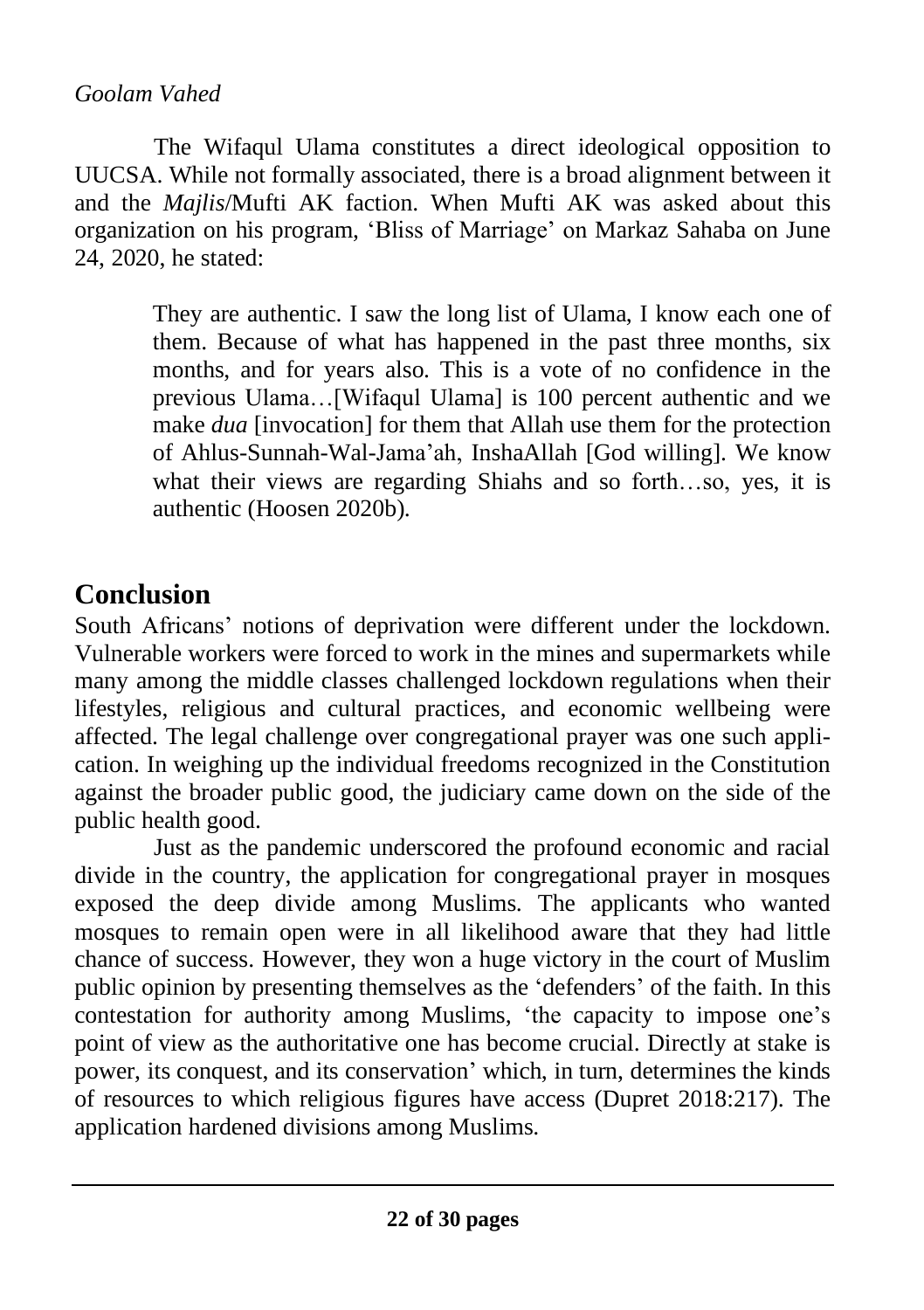The Wifaqul Ulama constitutes a direct ideological opposition to UUCSA. While not formally associated, there is a broad alignment between it and the *Majlis*/Mufti AK faction. When Mufti AK was asked about this organization on his program, 'Bliss of Marriage' on Markaz Sahaba on June 24, 2020, he stated:

> They are authentic. I saw the long list of Ulama, I know each one of them. Because of what has happened in the past three months, six months, and for years also. This is a vote of no confidence in the previous Ulama…[Wifaqul Ulama] is 100 percent authentic and we make *dua* [invocation] for them that Allah use them for the protection of Ahlus-Sunnah-Wal-Jama'ah, InshaAllah [God willing]. We know what their views are regarding Shiahs and so forth…so, yes, it is authentic (Hoosen 2020b).

## Conclusion

South Africans' notions of deprivation were different under the lockdown. Vulnerable workers were forced to work in the mines and supermarkets while many among the middle classes challenged lockdown regulations when their lifestyles, religious and cultural practices, and economic wellbeing were affected. The legal challenge over congregational prayer was one such application. In weighing up the individual freedoms recognized in the Constitution against the broader public good, the judiciary came down on the side of the public health good.

Just as the pandemic underscored the profound economic and racial divide in the country, the application for congregational prayer in mosques exposed the deep divide among Muslims. The applicants who wanted mosques to remain open were in all likelihood aware that they had little chance of success. However, they won a huge victory in the court of Muslim public opinion by presenting themselves as the 'defenders' of the faith. In this contestation for authority among Muslims, 'the capacity to impose one's point of view as the authoritative one has become crucial. Directly at stake is power, its conquest, and its conservation' which, in turn, determines the kinds of resources to which religious figures have access (Dupret 2018:217). The application hardened divisions among Muslims.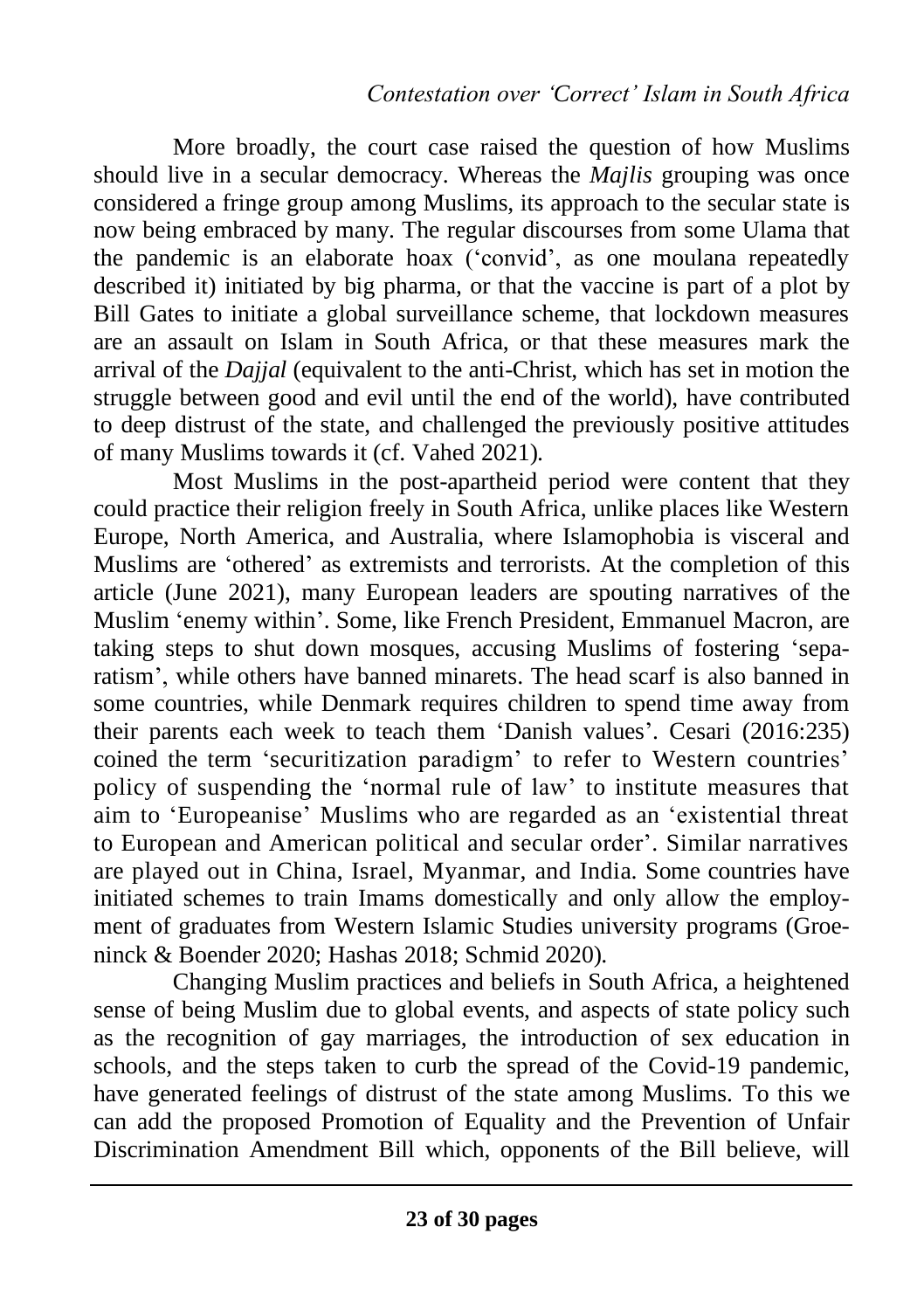More broadly, the court case raised the question of how Muslims should live in a secular democracy. Whereas the *Majlis* grouping was once considered a fringe group among Muslims, its approach to the secular state is now being embraced by many. The regular discourses from some Ulama that the pandemic is an elaborate hoax ('convid', as one moulana repeatedly described it) initiated by big pharma, or that the vaccine is part of a plot by Bill Gates to initiate a global surveillance scheme, that lockdown measures are an assault on Islam in South Africa, or that these measures mark the arrival of the *Dajjal* (equivalent to the anti-Christ, which has set in motion the struggle between good and evil until the end of the world), have contributed to deep distrust of the state, and challenged the previously positive attitudes of many Muslims towards it (cf. Vahed 2021).

Most Muslims in the post-apartheid period were content that they could practice their religion freely in South Africa, unlike places like Western Europe, North America, and Australia, where Islamophobia is visceral and Muslims are 'othered' as extremists and terrorists. At the completion of this article (June 2021), many European leaders are spouting narratives of the Muslim 'enemy within'. Some, like French President, Emmanuel Macron, are taking steps to shut down mosques, accusing Muslims of fostering 'separatism', while others have banned minarets. The head scarf is also banned in some countries, while Denmark requires children to spend time away from their parents each week to teach them 'Danish values'. Cesari (2016:235) coined the term 'securitization paradigm' to refer to Western countries' policy of suspending the 'normal rule of law' to institute measures that aim to 'Europeanise' Muslims who are regarded as an 'existential threat to European and American political and secular order'. Similar narratives are played out in China, Israel, Myanmar, and India. Some countries have initiated schemes to train Imams domestically and only allow the employment of graduates from Western Islamic Studies university programs (Groeninck & Boender 2020; Hashas 2018; Schmid 2020).

Changing Muslim practices and beliefs in South Africa, a heightened sense of being Muslim due to global events, and aspects of state policy such as the recognition of gay marriages, the introduction of sex education in schools, and the steps taken to curb the spread of the Covid-19 pandemic, have generated feelings of distrust of the state among Muslims. To this we can add the proposed Promotion of Equality and the Prevention of Unfair Discrimination Amendment Bill which, opponents of the Bill believe, will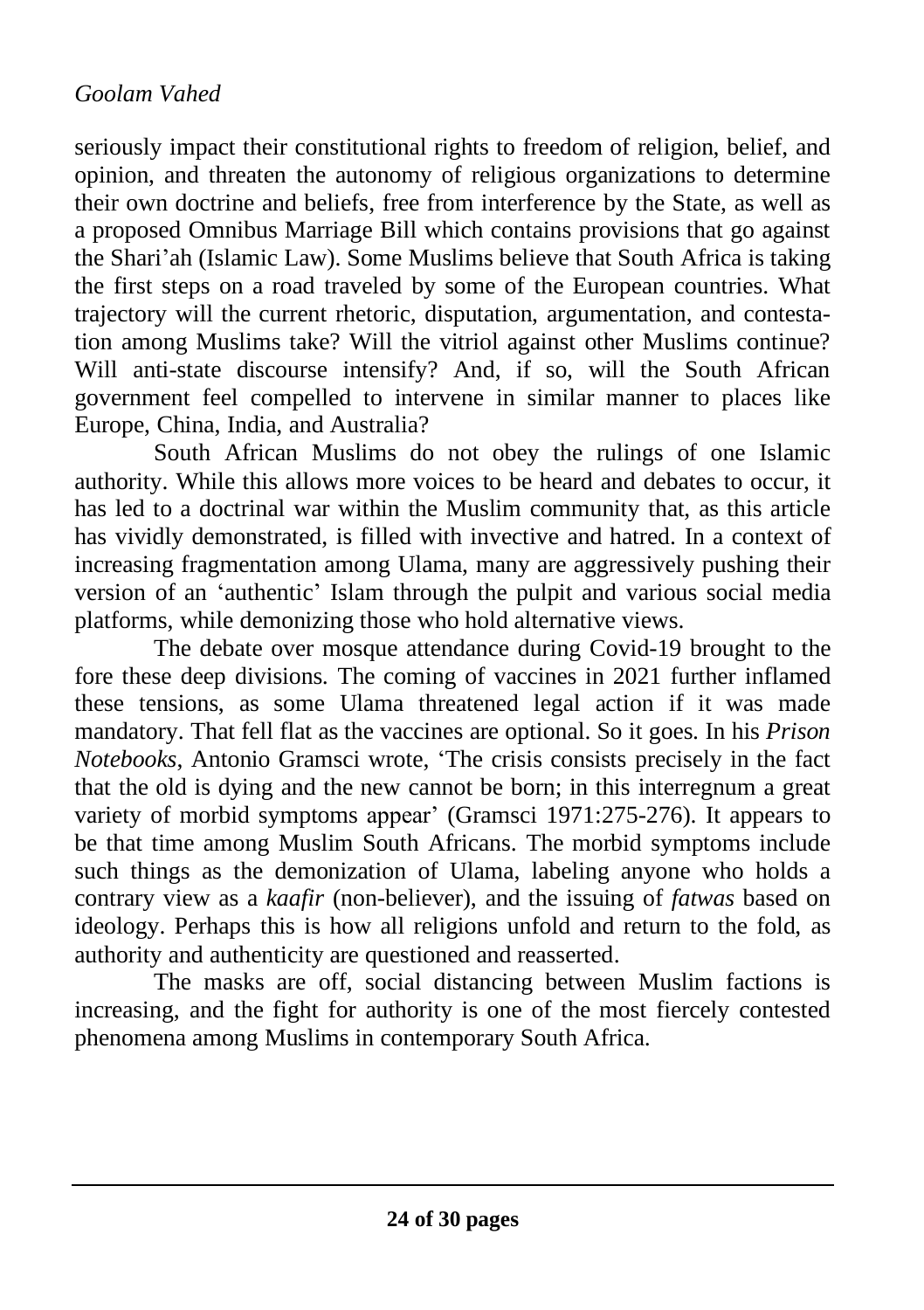seriously impact their constitutional rights to freedom of religion, belief, and opinion, and threaten the autonomy of religious organizations to determine their own doctrine and beliefs, free from interference by the State, as well as a proposed Omnibus Marriage Bill which contains provisions that go against the Shari'ah (Islamic Law). Some Muslims believe that South Africa is taking the first steps on a road traveled by some of the European countries. What trajectory will the current rhetoric, disputation, argumentation, and contestation among Muslims take? Will the vitriol against other Muslims continue? Will anti-state discourse intensify? And, if so, will the South African government feel compelled to intervene in similar manner to places like Europe, China, India, and Australia?

South African Muslims do not obey the rulings of one Islamic authority. While this allows more voices to be heard and debates to occur, it has led to a doctrinal war within the Muslim community that, as this article has vividly demonstrated, is filled with invective and hatred. In a context of increasing fragmentation among Ulama, many are aggressively pushing their version of an 'authentic' Islam through the pulpit and various social media platforms, while demonizing those who hold alternative views.

The debate over mosque attendance during Covid-19 brought to the fore these deep divisions. The coming of vaccines in 2021 further inflamed these tensions, as some Ulama threatened legal action if it was made mandatory. That fell flat as the vaccines are optional. So it goes. In his *Prison Notebooks*, Antonio Gramsci wrote, 'The crisis consists precisely in the fact that the old is dying and the new cannot be born; in this interregnum a great variety of morbid symptoms appear' (Gramsci 1971:275-276). It appears to be that time among Muslim South Africans. The morbid symptoms include such things as the demonization of Ulama, labeling anyone who holds a contrary view as a *kaafir* (non-believer), and the issuing of *fatwas* based on ideology. Perhaps this is how all religions unfold and return to the fold, as authority and authenticity are questioned and reasserted.

The masks are off, social distancing between Muslim factions is increasing, and the fight for authority is one of the most fiercely contested phenomena among Muslims in contemporary South Africa.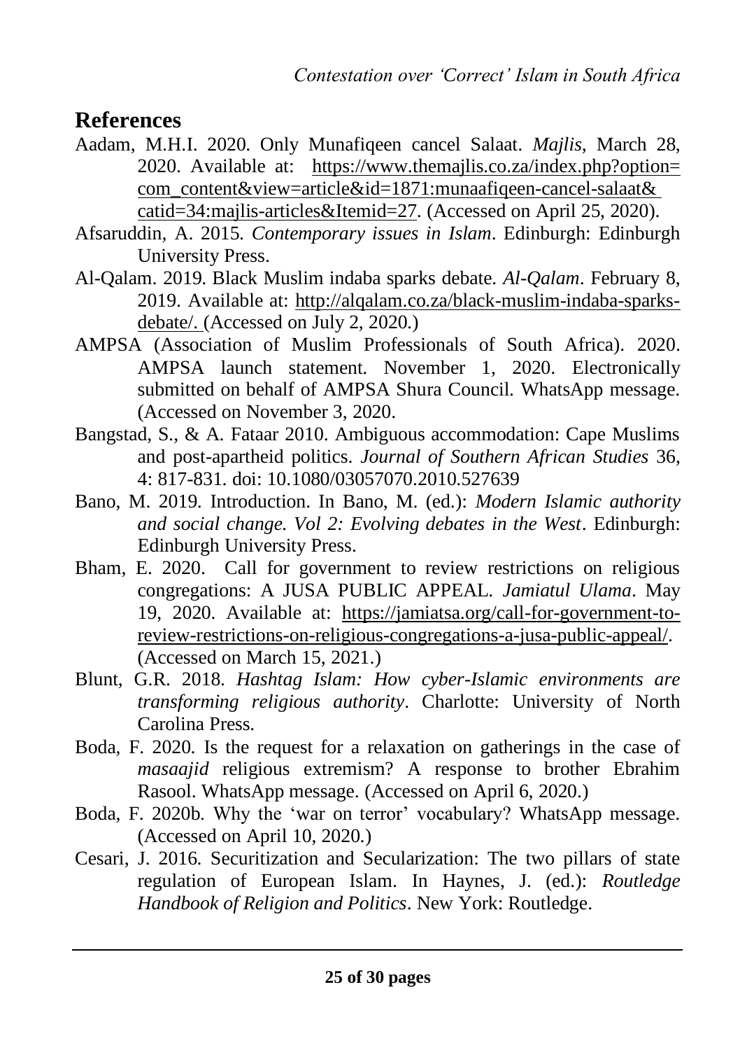## References

Aadam, M.H.I. 2020. Only Munafiqeen cancel Salaat. *Majlis*, March 28, 2020. Available at: https://www.themajlis.co.za/index.php?option=com_content&view=article&id=1871:munaafiqeen-cancel-salaat&catid=34:majlis-articles&Itemid=27. (Accessed on April 25, 2020).

Afsaruddin, A. 2015. *Contemporary issues in Islam*. Edinburgh: Edinburgh University Press.

Al-Qalam. 2019. Black Muslim indaba sparks debate. *Al-Qalam*. February 8, 2019. Available at: http://alqalam.co.za/black-muslim-indaba-sparks-debate/. (Accessed on July 2, 2020.)

AMPSA (Association of Muslim Professionals of South Africa). 2020. AMPSA launch statement. November 1, 2020. Electronically submitted on behalf of AMPSA Shura Council. WhatsApp message. (Accessed on November 3, 2020.

Bangstad, S., & A. Fataar 2010. Ambiguous accommodation: Cape Muslims and post-apartheid politics. *Journal of Southern African Studies* 36, 4: 817-831. doi: 10.1080/03057070.2010.527639

Bano, M. 2019. Introduction. In Bano, M. (ed.): *Modern Islamic authority and social change. Vol 2: Evolving debates in the West*. Edinburgh: Edinburgh University Press.

Bham, E. 2020. Call for government to review restrictions on religious congregations: A JUSA PUBLIC APPEAL. *Jamiatul Ulama*. May 19, 2020. Available at: https://jamiatsa.org/call-for-government-to-review-restrictions-on-religious-congregations-a-jusa-public-appeal/. (Accessed on March 15, 2021.)

Blunt, G.R. 2018. *Hashtag Islam: How cyber-Islamic environments are transforming religious authority*. Charlotte: University of North Carolina Press.

Boda, F. 2020. Is the request for a relaxation on gatherings in the case of *masaajid* religious extremism? A response to brother Ebrahim Rasool. WhatsApp message. (Accessed on April 6, 2020.)

Boda, F. 2020b. Why the 'war on terror' vocabulary? WhatsApp message. (Accessed on April 10, 2020.)

Cesari, J. 2016. Securitization and Secularization: The two pillars of state regulation of European Islam. In Haynes, J. (ed.): *Routledge Handbook of Religion and Politics*. New York: Routledge.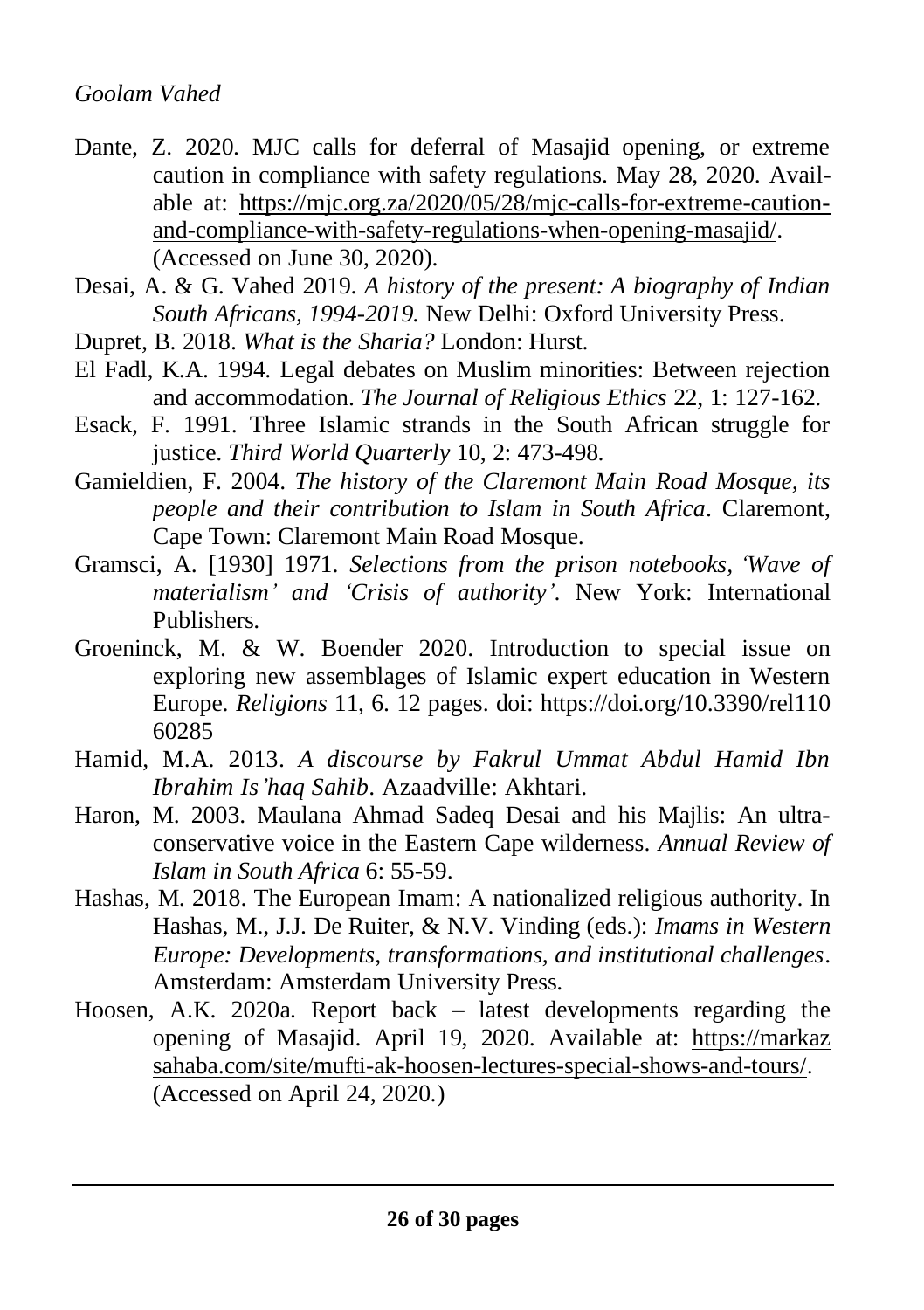Dante, Z. 2020. MJC calls for deferral of Masajid opening, or extreme caution in compliance with safety regulations. May 28, 2020. Available at: https://mjc.org.za/2020/05/28/mjc-calls-for-extreme-caution-and-compliance-with-safety-regulations-when-opening-masajid/. (Accessed on June 30, 2020).

Desai, A. & G. Vahed 2019. *A history of the present: A biography of Indian South Africans, 1994-2019.* New Delhi: Oxford University Press.

Dupret, B. 2018. *What is the Sharia?* London: Hurst.

El Fadl, K.A. 1994. Legal debates on Muslim minorities: Between rejection and accommodation. *The Journal of Religious Ethics* 22, 1: 127-162.

Esack, F. 1991. Three Islamic strands in the South African struggle for justice. *Third World Quarterly* 10, 2: 473-498.

Gamieldien, F. 2004. *The history of the Claremont Main Road Mosque, its people and their contribution to Islam in South Africa*. Claremont, Cape Town: Claremont Main Road Mosque.

Gramsci, A. [1930] 1971. *Selections from the prison notebooks, 'Wave of materialism' and 'Crisis of authority'*. New York: International Publishers.

Groeninck, M. & W. Boender 2020. Introduction to special issue on exploring new assemblages of Islamic expert education in Western Europe. *Religions* 11, 6. 12 pages. doi: https://doi.org/10.3390/rel11060285

Hamid, M.A. 2013. *A discourse by Fakrul Ummat Abdul Hamid Ibn Ibrahim Is'haq Sahib*. Azaadville: Akhtari.

Haron, M. 2003. Maulana Ahmad Sadeq Desai and his Majlis: An ultra-conservative voice in the Eastern Cape wilderness. *Annual Review of Islam in South Africa* 6: 55-59.

Hashas, M. 2018. The European Imam: A nationalized religious authority. In Hashas, M., J.J. De Ruiter, & N.V. Vinding (eds.): *Imams in Western Europe: Developments, transformations, and institutional challenges*. Amsterdam: Amsterdam University Press.

Hoosen, A.K. 2020a. Report back – latest developments regarding the opening of Masajid. April 19, 2020. Available at: https://markazsahaba.com/site/mufti-ak-hoosen-lectures-special-shows-and-tours/. (Accessed on April 24, 2020.)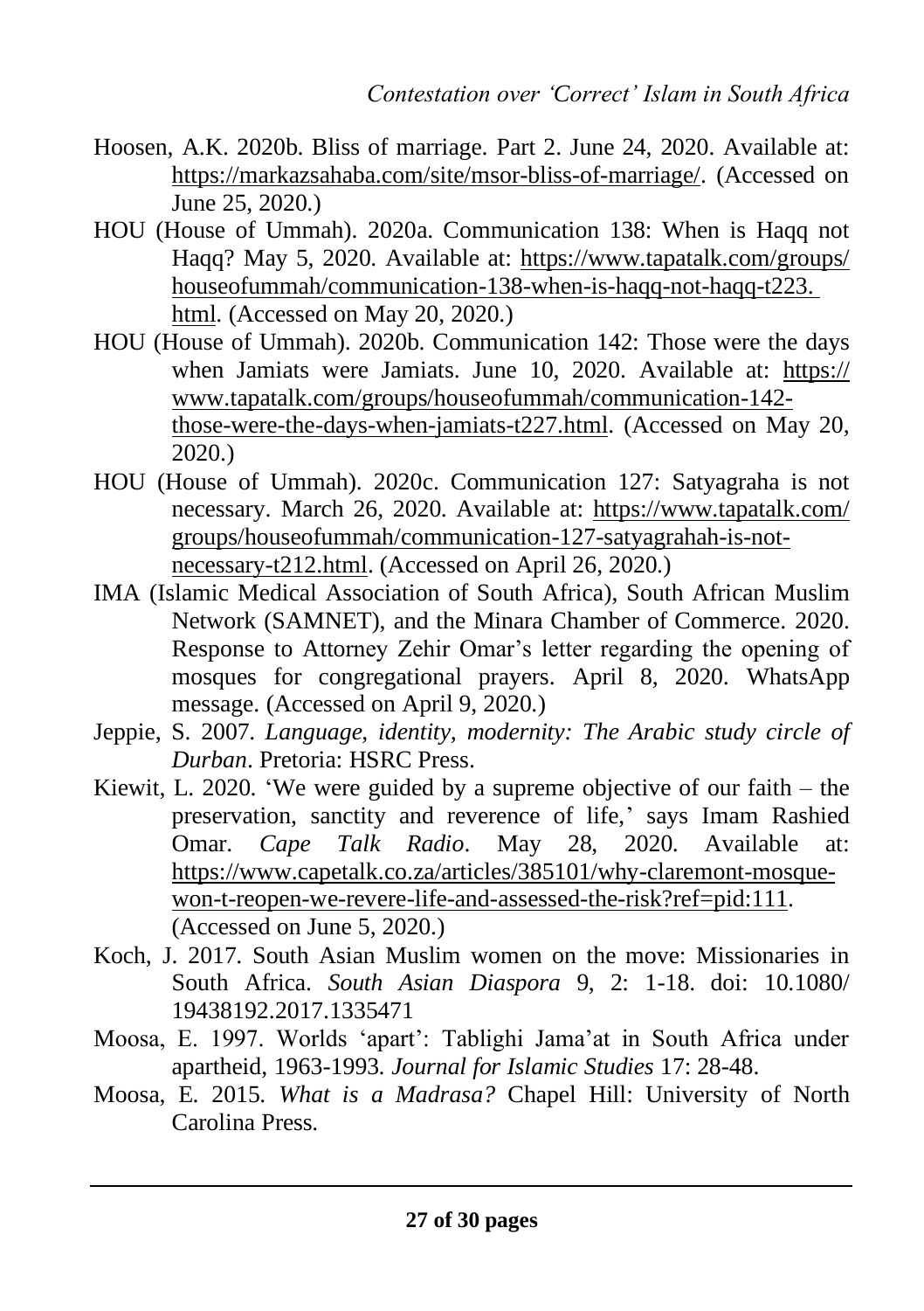Hoosen, A.K. 2020b. Bliss of marriage. Part 2. June 24, 2020. Available at: https://markazsahaba.com/site/msor-bliss-of-marriage/. (Accessed on June 25, 2020.)

HOU (House of Ummah). 2020a. Communication 138: When is Haqq not Haqq? May 5, 2020. Available at: https://www.tapatalk.com/groups/houseofummah/communication-138-when-is-haqq-not-haqq-t223.html. (Accessed on May 20, 2020.)

HOU (House of Ummah). 2020b. Communication 142: Those were the days when Jamiats were Jamiats. June 10, 2020. Available at: https://www.tapatalk.com/groups/houseofummah/communication-142-those-were-the-days-when-jamiats-t227.html. (Accessed on May 20, 2020.)

HOU (House of Ummah). 2020c. Communication 127: Satyagraha is not necessary. March 26, 2020. Available at: https://www.tapatalk.com/groups/houseofummah/communication-127-satyagrahah-is-not-necessary-t212.html. (Accessed on April 26, 2020.)

IMA (Islamic Medical Association of South Africa), South African Muslim Network (SAMNET), and the Minara Chamber of Commerce. 2020. Response to Attorney Zehir Omar's letter regarding the opening of mosques for congregational prayers. April 8, 2020. WhatsApp message. (Accessed on April 9, 2020.)

Jeppie, S. 2007. *Language, identity, modernity: The Arabic study circle of Durban*. Pretoria: HSRC Press.

Kiewit, L. 2020. 'We were guided by a supreme objective of our faith – the preservation, sanctity and reverence of life,' says Imam Rashied Omar. *Cape Talk Radio*. May 28, 2020. Available at: https://www.capetalk.co.za/articles/385101/why-claremont-mosque-won-t-reopen-we-revere-life-and-assessed-the-risk?ref=pid:111. (Accessed on June 5, 2020.)

Koch, J. 2017. South Asian Muslim women on the move: Missionaries in South Africa. *South Asian Diaspora* 9, 2: 1-18. doi: 10.1080/19438192.2017.1335471

Moosa, E. 1997. Worlds 'apart': Tablighi Jama'at in South Africa under apartheid, 1963-1993. *Journal for Islamic Studies* 17: 28-48.

Moosa, E. 2015. *What is a Madrasa?* Chapel Hill: University of North Carolina Press.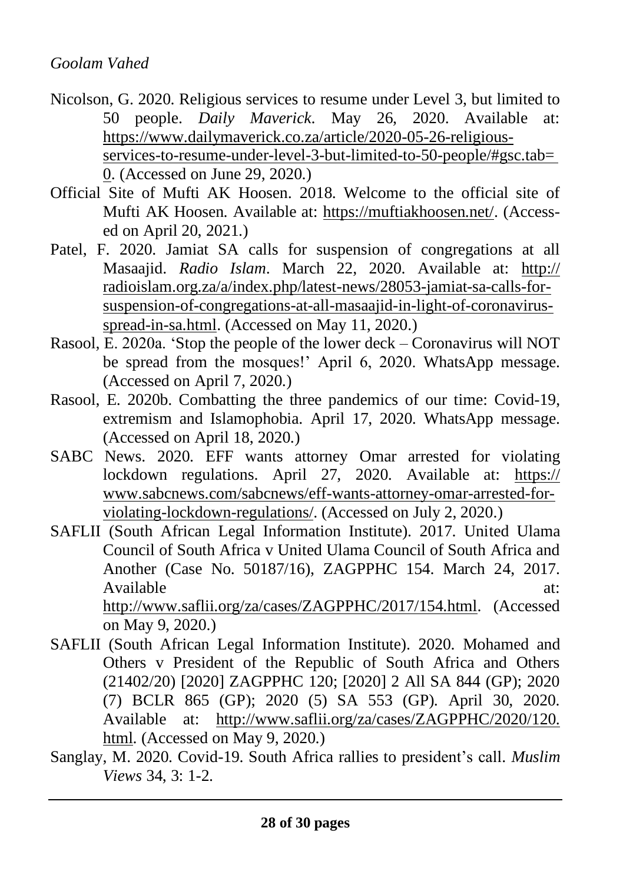Nicolson, G. 2020. Religious services to resume under Level 3, but limited to 50 people. *Daily Maverick*. May 26, 2020. Available at: https://www.dailymaverick.co.za/article/2020-05-26-religious-services-to-resume-under-level-3-but-limited-to-50-people/#gsc.tab=0. (Accessed on June 29, 2020.)

Official Site of Mufti AK Hoosen. 2018. Welcome to the official site of Mufti AK Hoosen. Available at: https://muftiakhoosen.net/. (Accessed on April 20, 2021.)

Patel, F. 2020. Jamiat SA calls for suspension of congregations at all Masaajid. *Radio Islam*. March 22, 2020. Available at: http://radioislam.org.za/a/index.php/latest-news/28053-jamiat-sa-calls-for-suspension-of-congregations-at-all-masaajid-in-light-of-coronavirus-spread-in-sa.html. (Accessed on May 11, 2020.)

Rasool, E. 2020a. 'Stop the people of the lower deck – Coronavirus will NOT be spread from the mosques!' April 6, 2020. WhatsApp message. (Accessed on April 7, 2020.)

Rasool, E. 2020b. Combatting the three pandemics of our time: Covid-19, extremism and Islamophobia. April 17, 2020. WhatsApp message. (Accessed on April 18, 2020.)

SABC News. 2020. EFF wants attorney Omar arrested for violating lockdown regulations. April 27, 2020. Available at: https://www.sabcnews.com/sabcnews/eff-wants-attorney-omar-arrested-for-violating-lockdown-regulations/. (Accessed on July 2, 2020.)

SAFLII (South African Legal Information Institute). 2017. United Ulama Council of South Africa v United Ulama Council of South Africa and Another (Case No. 50187/16), ZAGPPHC 154. March 24, 2017. Available at: http://www.saflii.org/za/cases/ZAGPPHC/2017/154.html. (Accessed on May 9, 2020.)

SAFLII (South African Legal Information Institute). 2020. Mohamed and Others v President of the Republic of South Africa and Others (21402/20) [2020] ZAGPPHC 120; [2020] 2 All SA 844 (GP); 2020 (7) BCLR 865 (GP); 2020 (5) SA 553 (GP). April 30, 2020. Available at: http://www.saflii.org/za/cases/ZAGPPHC/2020/120.html. (Accessed on May 9, 2020.)

Sanglay, M. 2020. Covid-19. South Africa rallies to president's call. *Muslim Views* 34, 3: 1-2.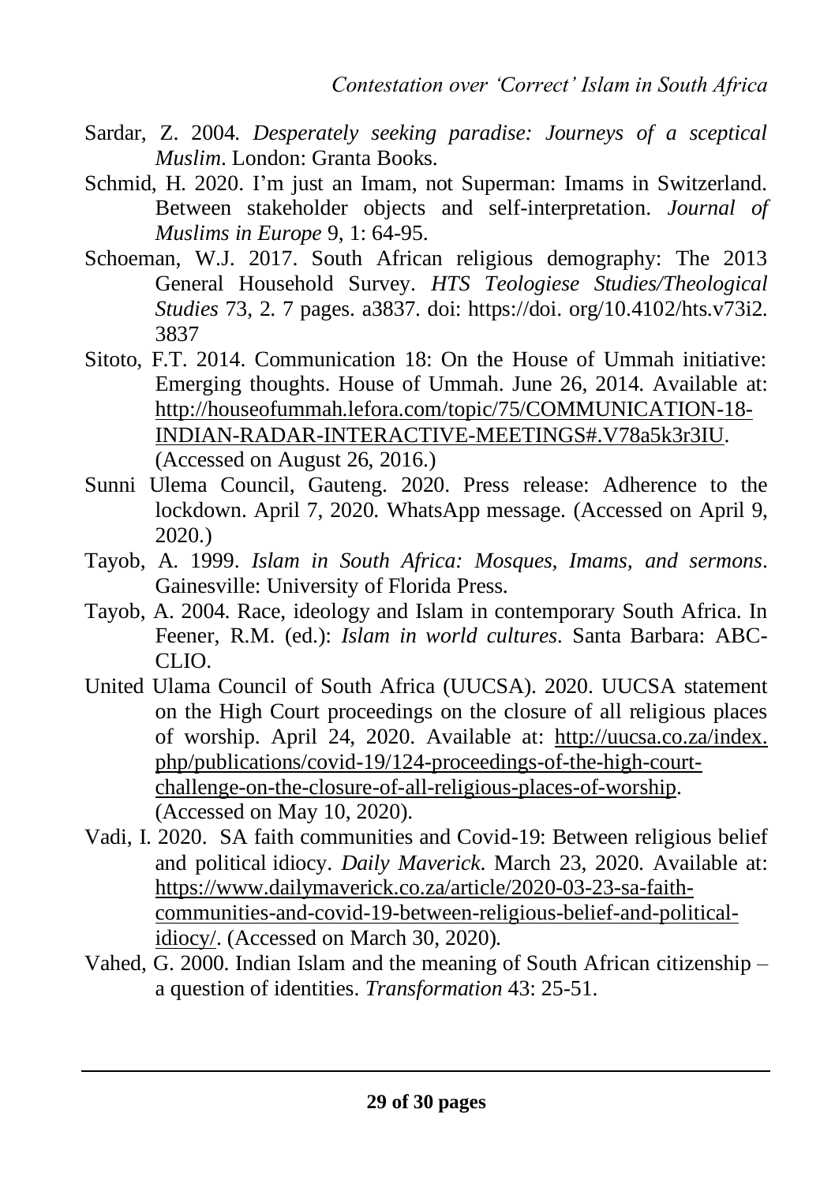Sardar, Z. 2004. *Desperately seeking paradise: Journeys of a sceptical Muslim*. London: Granta Books.

Schmid, H. 2020. I'm just an Imam, not Superman: Imams in Switzerland. Between stakeholder objects and self-interpretation. *Journal of Muslims in Europe* 9, 1: 64-95.

Schoeman, W.J. 2017. South African religious demography: The 2013 General Household Survey. *HTS Teologiese Studies/Theological Studies* 73, 2. 7 pages. a3837. doi: https://doi. org/10.4102/hts.v73i2. 3837

Sitoto, F.T. 2014. Communication 18: On the House of Ummah initiative: Emerging thoughts. House of Ummah. June 26, 2014. Available at: http://houseofummah.lefora.com/topic/75/COMMUNICATION-18-INDIAN-RADAR-INTERACTIVE-MEETINGS#.V78a5k3r3IU. (Accessed on August 26, 2016.)

Sunni Ulema Council, Gauteng. 2020. Press release: Adherence to the lockdown. April 7, 2020. WhatsApp message. (Accessed on April 9, 2020.)

Tayob, A. 1999. *Islam in South Africa: Mosques, Imams, and sermons*. Gainesville: University of Florida Press.

Tayob, A. 2004. Race, ideology and Islam in contemporary South Africa. In Feener, R.M. (ed.): *Islam in world cultures*. Santa Barbara: ABC-CLIO.

United Ulama Council of South Africa (UUCSA). 2020. UUCSA statement on the High Court proceedings on the closure of all religious places of worship. April 24, 2020. Available at: http://uucsa.co.za/index.php/publications/covid-19/124-proceedings-of-the-high-court-challenge-on-the-closure-of-all-religious-places-of-worship. (Accessed on May 10, 2020).

Vadi, I. 2020. SA faith communities and Covid-19: Between religious belief and political idiocy. *Daily Maverick*. March 23, 2020. Available at: https://www.dailymaverick.co.za/article/2020-03-23-sa-faith-communities-and-covid-19-between-religious-belief-and-political-idiocy/. (Accessed on March 30, 2020).

Vahed, G. 2000. Indian Islam and the meaning of South African citizenship – a question of identities. *Transformation* 43: 25-51.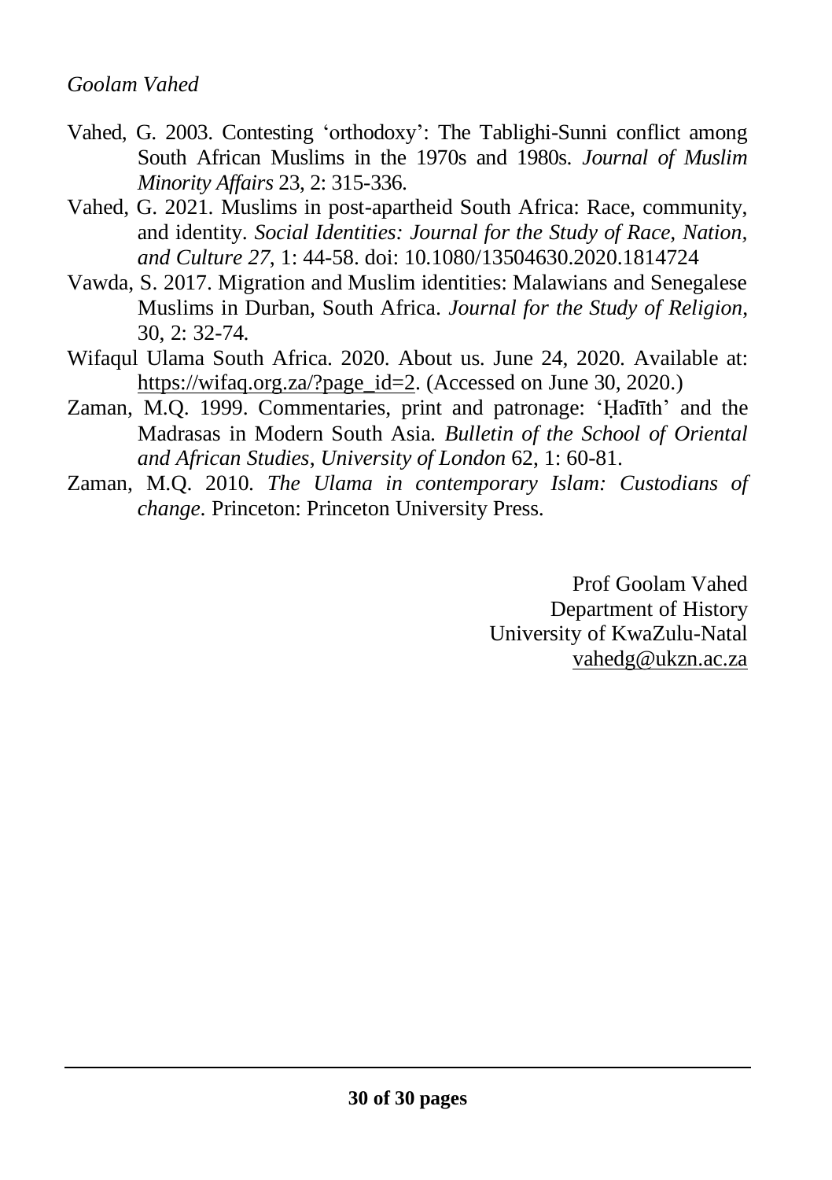Vahed, G. 2003. Contesting 'orthodoxy': The Tablighi-Sunni conflict among South African Muslims in the 1970s and 1980s. *Journal of Muslim Minority Affairs* 23, 2: 315-336.

Vahed, G. 2021. Muslims in post-apartheid South Africa: Race, community, and identity. *Social Identities: Journal for the Study of Race, Nation, and Culture 27*, 1: 44-58. doi: 10.1080/13504630.2020.1814724

Vawda, S. 2017. Migration and Muslim identities: Malawians and Senegalese Muslims in Durban, South Africa. *Journal for the Study of Religion*, 30, 2: 32-74.

Wifaqul Ulama South Africa. 2020. About us. June 24, 2020. Available at: https://wifaq.org.za/?page_id=2. (Accessed on June 30, 2020.)

Zaman, M.Q. 1999. Commentaries, print and patronage: 'Ḥadīth' and the Madrasas in Modern South Asia. *Bulletin of the School of Oriental and African Studies*, *University of London* 62, 1: 60-81.

Zaman, M.Q. 2010. *The Ulama in contemporary Islam: Custodians of change*. Princeton: Princeton University Press.

Prof Goolam Vahed
Department of History
University of KwaZulu-Natal
vahedg@ukzn.ac.za